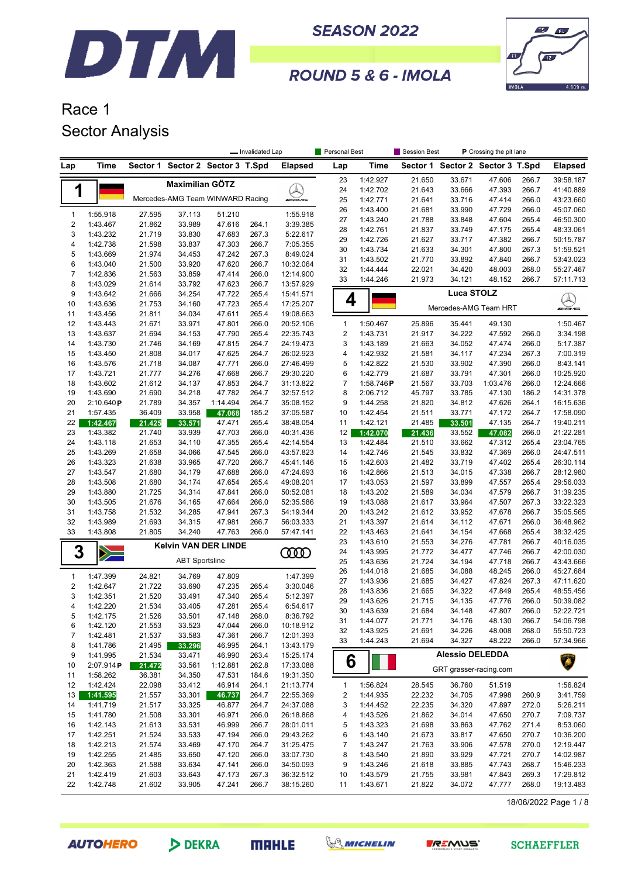# DTM SEASON 2022

## ROUND 5 & 6 - IMOLA

# Race 1
## Sector Analysis

— Invalidated Lap | Personal Best | Session Best | P Crossing the pit lane

### 1 Maximilian GÖTZ — Mercedes-AMG Team WINWARD Racing

| Lap | Time | Sector 1 | Sector 2 | Sector 3 | T.Spd | Elapsed |
|---|---|---|---|---|---|---|
| 1 | 1:55.918 | 27.595 | 37.113 | 51.210 | | 1:55.918 |
| 2 | 1:43.467 | 21.862 | 33.989 | 47.616 | 264.1 | 3:39.385 |
| 3 | 1:43.232 | 21.719 | 33.830 | 47.683 | 267.3 | 5:22.617 |
| 4 | 1:42.738 | 21.598 | 33.837 | 47.303 | 266.7 | 7:05.355 |
| 5 | 1:43.669 | 21.974 | 34.453 | 47.242 | 267.3 | 8:49.024 |
| 6 | 1:43.040 | 21.500 | 33.920 | 47.620 | 266.7 | 10:32.064 |
| 7 | 1:42.836 | 21.563 | 33.859 | 47.414 | 266.0 | 12:14.900 |
| 8 | 1:43.029 | 21.614 | 33.792 | 47.623 | 266.7 | 13:57.929 |
| 9 | 1:43.642 | 21.666 | 34.254 | 47.722 | 265.4 | 15:41.571 |
| 10 | 1:43.636 | 21.753 | 34.160 | 47.723 | 265.4 | 17:25.207 |
| 11 | 1:43.456 | 21.811 | 34.034 | 47.611 | 265.4 | 19:08.663 |
| 12 | 1:43.443 | 21.671 | 33.971 | 47.801 | 266.0 | 20:52.106 |
| 13 | 1:43.637 | 21.694 | 34.153 | 47.790 | 265.4 | 22:35.743 |
| 14 | 1:43.730 | 21.746 | 34.169 | 47.815 | 264.7 | 24:19.473 |
| 15 | 1:43.450 | 21.808 | 34.017 | 47.625 | 264.7 | 26:02.923 |
| 16 | 1:43.576 | 21.718 | 34.087 | 47.771 | 266.0 | 27:46.499 |
| 17 | 1:43.721 | 21.777 | 34.276 | 47.668 | 266.7 | 29:30.220 |
| 18 | 1:43.602 | 21.612 | 34.137 | 47.853 | 264.7 | 31:13.822 |
| 19 | 1:43.690 | 21.690 | 34.218 | 47.782 | 264.7 | 32:57.512 |
| 20 | 2:10.640 P | 21.789 | 34.357 | 1:14.494 | 264.7 | 35:08.152 |
| 21 | 1:57.435 | 36.409 | 33.958 | 47.068 | 185.2 | 37:05.587 |
| 22 | 1:42.467 | 21.425 | 33.571 | 47.471 | 265.4 | 38:48.054 |
| 23 | 1:43.382 | 21.740 | 33.939 | 47.703 | 266.0 | 40:31.436 |
| 24 | 1:43.118 | 21.653 | 34.110 | 47.355 | 265.4 | 42:14.554 |
| 25 | 1:43.269 | 21.658 | 34.066 | 47.545 | 266.0 | 43:57.823 |
| 26 | 1:43.323 | 21.638 | 33.965 | 47.720 | 266.7 | 45:41.146 |
| 27 | 1:43.547 | 21.680 | 34.179 | 47.688 | 266.0 | 47:24.693 |
| 28 | 1:43.508 | 21.680 | 34.174 | 47.654 | 265.4 | 49:08.201 |
| 29 | 1:43.880 | 21.725 | 34.314 | 47.841 | 266.0 | 50:52.081 |
| 30 | 1:43.505 | 21.676 | 34.165 | 47.664 | 266.0 | 52:35.586 |
| 31 | 1:43.758 | 21.532 | 34.285 | 47.941 | 267.3 | 54:19.344 |
| 32 | 1:43.989 | 21.693 | 34.315 | 47.981 | 266.7 | 56:03.333 |
| 33 | 1:43.808 | 21.805 | 34.240 | 47.763 | 266.0 | 57:47.141 |

### 3 Kelvin VAN DER LINDE — ABT Sportsline

| Lap | Time | Sector 1 | Sector 2 | Sector 3 | T.Spd | Elapsed |
|---|---|---|---|---|---|---|
| 1 | 1:47.399 | 24.821 | 34.769 | 47.809 | | 1:47.399 |
| 2 | 1:42.647 | 21.722 | 33.690 | 47.235 | 265.4 | 3:30.046 |
| 3 | 1:42.351 | 21.520 | 33.491 | 47.340 | 265.4 | 5:12.397 |
| 4 | 1:42.220 | 21.534 | 33.405 | 47.281 | 265.4 | 6:54.617 |
| 5 | 1:42.175 | 21.526 | 33.501 | 47.148 | 268.0 | 8:36.792 |
| 6 | 1:42.120 | 21.553 | 33.523 | 47.044 | 266.0 | 10:18.912 |
| 7 | 1:42.481 | 21.537 | 33.583 | 47.361 | 266.7 | 12:01.393 |
| 8 | 1:41.786 | 21.495 | 33.296 | 46.995 | 264.1 | 13:43.179 |
| 9 | 1:41.995 | 21.534 | 33.471 | 46.990 | 263.4 | 15:25.174 |
| 10 | 2:07.914 P | 21.472 | 33.561 | 1:12.881 | 262.8 | 17:33.088 |
| 11 | 1:58.262 | 36.381 | 34.350 | 47.531 | 184.6 | 19:31.350 |
| 12 | 1:42.424 | 22.098 | 33.412 | 46.914 | 264.1 | 21:13.774 |
| 13 | 1:41.595 | 21.557 | 33.301 | 46.737 | 264.7 | 22:55.369 |
| 14 | 1:41.719 | 21.517 | 33.325 | 46.877 | 264.7 | 24:37.088 |
| 15 | 1:41.780 | 21.508 | 33.301 | 46.971 | 266.0 | 26:18.868 |
| 16 | 1:42.143 | 21.613 | 33.531 | 46.999 | 266.7 | 28:01.011 |
| 17 | 1:42.251 | 21.524 | 33.533 | 47.194 | 266.0 | 29:43.262 |
| 18 | 1:42.213 | 21.574 | 33.469 | 47.170 | 264.7 | 31:25.475 |
| 19 | 1:42.255 | 21.485 | 33.650 | 47.120 | 266.0 | 33:07.730 |
| 20 | 1:42.363 | 21.588 | 33.634 | 47.141 | 266.0 | 34:50.093 |
| 21 | 1:42.419 | 21.603 | 33.643 | 47.173 | 267.3 | 36:32.512 |
| 22 | 1:42.748 | 21.602 | 33.905 | 47.241 | 266.7 | 38:15.260 |
| 23 | 1:42.927 | 21.650 | 33.671 | 47.606 | 266.7 | 39:58.187 |
| 24 | 1:42.702 | 21.643 | 33.666 | 47.393 | 266.7 | 41:40.889 |
| 25 | 1:42.771 | 21.641 | 33.716 | 47.414 | 266.0 | 43:23.660 |
| 26 | 1:43.400 | 21.681 | 33.990 | 47.729 | 266.0 | 45:07.060 |
| 27 | 1:43.240 | 21.788 | 33.848 | 47.604 | 265.4 | 46:50.300 |
| 28 | 1:42.761 | 21.837 | 33.749 | 47.175 | 265.4 | 48:33.061 |
| 29 | 1:42.726 | 21.627 | 33.717 | 47.382 | 266.7 | 50:15.787 |
| 30 | 1:43.734 | 21.633 | 34.301 | 47.800 | 267.3 | 51:59.521 |
| 31 | 1:43.502 | 21.770 | 33.892 | 47.840 | 266.7 | 53:43.023 |
| 32 | 1:44.444 | 22.021 | 34.420 | 48.003 | 268.0 | 55:27.467 |
| 33 | 1:44.246 | 21.973 | 34.121 | 48.152 | 266.7 | 57:11.713 |

### 4 Luca STOLZ — Mercedes-AMG Team HRT

| Lap | Time | Sector 1 | Sector 2 | Sector 3 | T.Spd | Elapsed |
|---|---|---|---|---|---|---|
| 1 | 1:50.467 | 25.896 | 35.441 | 49.130 | | 1:50.467 |
| 2 | 1:43.731 | 21.917 | 34.222 | 47.592 | 266.0 | 3:34.198 |
| 3 | 1:43.189 | 21.663 | 34.052 | 47.474 | 266.0 | 5:17.387 |
| 4 | 1:42.932 | 21.581 | 34.117 | 47.234 | 267.3 | 7:00.319 |
| 5 | 1:42.822 | 21.530 | 33.902 | 47.390 | 266.0 | 8:43.141 |
| 6 | 1:42.779 | 21.687 | 33.791 | 47.301 | 266.0 | 10:25.920 |
| 7 | 1:58.746 P | 21.567 | 33.703 | 1:03.476 | 266.0 | 12:24.666 |
| 8 | 2:06.712 | 45.797 | 33.785 | 47.130 | 186.2 | 14:31.378 |
| 9 | 1:44.258 | 21.820 | 34.812 | 47.626 | 264.1 | 16:15.636 |
| 10 | 1:42.454 | 21.511 | 33.771 | 47.172 | 264.7 | 17:58.090 |
| 11 | 1:42.121 | 21.485 | 33.501 | 47.135 | 264.7 | 19:40.211 |
| 12 | 1:42.070 | 21.436 | 33.552 | 47.082 | 266.0 | 21:22.281 |
| 13 | 1:42.484 | 21.510 | 33.662 | 47.312 | 265.4 | 23:04.765 |
| 14 | 1:42.746 | 21.545 | 33.832 | 47.369 | 266.0 | 24:47.511 |
| 15 | 1:42.603 | 21.482 | 33.719 | 47.402 | 265.4 | 26:30.114 |
| 16 | 1:42.866 | 21.513 | 34.015 | 47.338 | 266.7 | 28:12.980 |
| 17 | 1:43.053 | 21.597 | 33.899 | 47.557 | 265.4 | 29:56.033 |
| 18 | 1:43.202 | 21.589 | 34.034 | 47.579 | 266.7 | 31:39.235 |
| 19 | 1:43.088 | 21.617 | 33.964 | 47.507 | 267.3 | 33:22.323 |
| 20 | 1:43.242 | 21.612 | 33.952 | 47.678 | 266.7 | 35:05.565 |
| 21 | 1:43.397 | 21.614 | 34.112 | 47.671 | 266.0 | 36:48.962 |
| 22 | 1:43.463 | 21.641 | 34.154 | 47.668 | 265.4 | 38:32.425 |
| 23 | 1:43.610 | 21.553 | 34.276 | 47.781 | 266.7 | 40:16.035 |
| 24 | 1:43.995 | 21.772 | 34.477 | 47.746 | 266.7 | 42:00.030 |
| 25 | 1:43.636 | 21.724 | 34.194 | 47.718 | 266.7 | 43:43.666 |
| 26 | 1:44.018 | 21.685 | 34.088 | 48.245 | 266.0 | 45:27.684 |
| 27 | 1:43.936 | 21.685 | 34.427 | 47.824 | 267.3 | 47:11.620 |
| 28 | 1:43.836 | 21.665 | 34.322 | 47.849 | 265.4 | 48:55.456 |
| 29 | 1:43.626 | 21.715 | 34.135 | 47.776 | 266.0 | 50:39.082 |
| 30 | 1:43.639 | 21.684 | 34.148 | 47.807 | 266.0 | 52:22.721 |
| 31 | 1:44.077 | 21.771 | 34.176 | 48.130 | 266.7 | 54:06.798 |
| 32 | 1:43.925 | 21.691 | 34.226 | 48.008 | 268.0 | 55:50.723 |
| 33 | 1:44.243 | 21.694 | 34.327 | 48.222 | 266.0 | 57:34.966 |

### 6 Alessio DELEDDA — GRT grasser-racing.com

| Lap | Time | Sector 1 | Sector 2 | Sector 3 | T.Spd | Elapsed |
|---|---|---|---|---|---|---|
| 1 | 1:56.824 | 28.545 | 36.760 | 51.519 | | 1:56.824 |
| 2 | 1:44.935 | 22.232 | 34.705 | 47.998 | 260.9 | 3:41.759 |
| 3 | 1:44.452 | 22.235 | 34.320 | 47.897 | 272.0 | 5:26.211 |
| 4 | 1:43.526 | 21.862 | 34.014 | 47.650 | 270.7 | 7:09.737 |
| 5 | 1:43.323 | 21.698 | 33.863 | 47.762 | 271.4 | 8:53.060 |
| 6 | 1:43.140 | 21.673 | 33.817 | 47.650 | 270.7 | 10:36.200 |
| 7 | 1:43.247 | 21.763 | 33.906 | 47.578 | 270.0 | 12:19.447 |
| 8 | 1:43.540 | 21.890 | 33.929 | 47.721 | 270.7 | 14:02.987 |
| 9 | 1:43.246 | 21.618 | 33.885 | 47.743 | 268.7 | 15:46.233 |
| 10 | 1:43.579 | 21.755 | 33.981 | 47.843 | 269.3 | 17:29.812 |
| 11 | 1:43.671 | 21.822 | 34.072 | 47.777 | 268.0 | 19:13.483 |

18/06/2022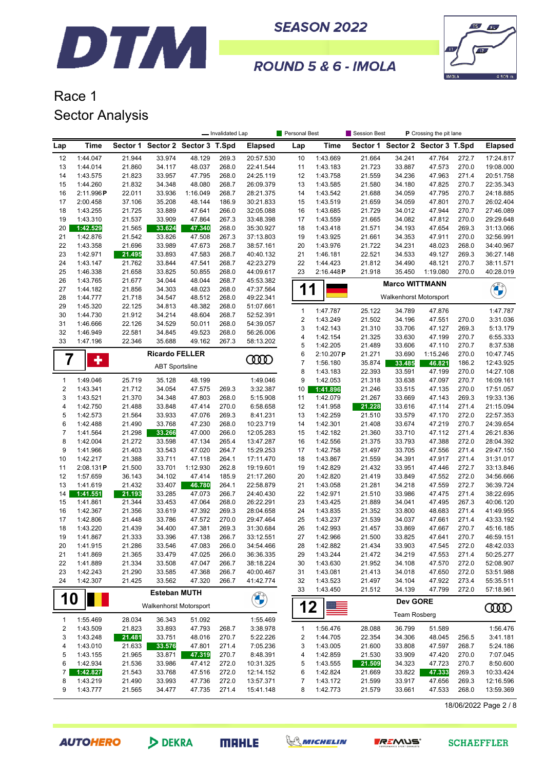# DTM SEASON 2022

## ROUND 5 & 6 - IMOLA

## Race 1

## Sector Analysis

— Invalidated Lap | Personal Best | Session Best | P Crossing the pit lane

| Lap | Time | Sector 1 | Sector 2 | Sector 3 | T.Spd | Elapsed |
|---|---|---|---|---|---|---|
| 12 | 1:44.047 | 21.944 | 33.974 | 48.129 | 269.3 | 20:57.530 |
| 13 | 1:44.014 | 21.860 | 34.117 | 48.037 | 268.0 | 22:41.544 |
| 14 | 1:43.575 | 21.823 | 33.957 | 47.795 | 268.0 | 24:25.119 |
| 15 | 1:44.260 | 21.832 | 34.348 | 48.080 | 268.7 | 26:09.379 |
| 16 | 2:11.996 P | 22.011 | 33.936 | 1:16.049 | 268.7 | 28:21.375 |
| 17 | 2:00.458 | 37.106 | 35.208 | 48.144 | 186.9 | 30:21.833 |
| 18 | 1:43.255 | 21.725 | 33.889 | 47.641 | 266.0 | 32:05.088 |
| 19 | 1:43.310 | 21.537 | 33.909 | 47.864 | 267.3 | 33:48.398 |
| 20 | 1:42.529 | 21.565 | 33.624 | 47.340 | 268.0 | 35:30.927 |
| 21 | 1:42.876 | 21.542 | 33.826 | 47.508 | 267.3 | 37:13.803 |
| 22 | 1:43.358 | 21.696 | 33.989 | 47.673 | 268.0 | 38:57.161 |
| 23 | 1:42.971 | 21.495 | 33.893 | 47.583 | 268.7 | 40:40.132 |
| 24 | 1:43.147 | 21.762 | 33.844 | 47.541 | 268.7 | 42:23.279 |
| 25 | 1:46.338 | 21.658 | 33.825 | 50.855 | 268.0 | 44:09.617 |
| 26 | 1:43.765 | 21.677 | 34.044 | 48.044 | 268.7 | 45:53.382 |
| 27 | 1:44.182 | 21.856 | 34.303 | 48.023 | 268.0 | 47:37.564 |
| 28 | 1:44.777 | 21.718 | 34.547 | 48.512 | 268.0 | 49:22.341 |
| 29 | 1:45.320 | 22.125 | 34.813 | 48.382 | 268.0 | 51:07.661 |
| 30 | 1:44.730 | 21.912 | 34.214 | 48.604 | 268.7 | 52:52.391 |
| 31 | 1:46.666 | 22.126 | 34.529 | 50.011 | 268.0 | 54:39.057 |
| 32 | 1:46.949 | 22.581 | 34.845 | 49.523 | 268.0 | 56:26.006 |
| 33 | 1:47.196 | 22.346 | 35.688 | 49.162 | 267.3 | 58:13.202 |

### 7 Ricardo FELLER — ABT Sportsline

| Lap | Time | Sector 1 | Sector 2 | Sector 3 | T.Spd | Elapsed |
|---|---|---|---|---|---|---|
| 1 | 1:49.046 | 25.719 | 35.128 | 48.199 | | 1:49.046 |
| 2 | 1:43.341 | 21.712 | 34.054 | 47.575 | 269.3 | 3:32.387 |
| 3 | 1:43.521 | 21.370 | 34.348 | 47.803 | 268.0 | 5:15.908 |
| 4 | 1:42.750 | 21.488 | 33.848 | 47.414 | 270.0 | 6:58.658 |
| 5 | 1:42.573 | 21.564 | 33.933 | 47.076 | 269.3 | 8:41.231 |
| 6 | 1:42.488 | 21.490 | 33.768 | 47.230 | 268.0 | 10:23.719 |
| 7 | 1:41.564 | 21.298 | 33.266 | 47.000 | 266.0 | 12:05.283 |
| 8 | 1:42.004 | 21.272 | 33.598 | 47.134 | 265.4 | 13:47.287 |
| 9 | 1:41.966 | 21.403 | 33.543 | 47.020 | 264.7 | 15:29.253 |
| 10 | 1:42.217 | 21.388 | 33.711 | 47.118 | 264.1 | 17:11.470 |
| 11 | 2:08.131 P | 21.500 | 33.701 | 1:12.930 | 262.8 | 19:19.601 |
| 12 | 1:57.659 | 36.143 | 34.102 | 47.414 | 185.9 | 21:17.260 |
| 13 | 1:41.619 | 21.432 | 33.407 | 46.780 | 264.1 | 22:58.879 |
| 14 | 1:41.551 | 21.193 | 33.285 | 47.073 | 266.7 | 24:40.430 |
| 15 | 1:41.861 | 21.344 | 33.453 | 47.064 | 268.0 | 26:22.291 |
| 16 | 1:42.367 | 21.356 | 33.619 | 47.392 | 269.3 | 28:04.658 |
| 17 | 1:42.806 | 21.448 | 33.786 | 47.572 | 270.0 | 29:47.464 |
| 18 | 1:43.220 | 21.439 | 34.400 | 47.381 | 269.3 | 31:30.684 |
| 19 | 1:41.867 | 21.333 | 33.396 | 47.138 | 266.0 | 33:12.551 |
| 20 | 1:41.915 | 21.286 | 33.546 | 47.083 | 266.0 | 34:54.466 |
| 21 | 1:41.869 | 21.365 | 33.479 | 47.025 | 266.0 | 36:36.335 |
| 22 | 1:41.889 | 21.334 | 33.508 | 47.047 | 266.7 | 38:18.224 |
| 23 | 1:42.243 | 21.290 | 33.585 | 47.368 | 266.7 | 40:00.467 |
| 24 | 1:42.307 | 21.425 | 33.562 | 47.320 | 266.7 | 41:42.774 |

### 10 Esteban MUTH — Walkenhorst Motorsport

| Lap | Time | Sector 1 | Sector 2 | Sector 3 | T.Spd | Elapsed |
|---|---|---|---|---|---|---|
| 1 | 1:55.469 | 28.034 | 36.343 | 51.092 | | 1:55.469 |
| 2 | 1:43.509 | 21.823 | 33.893 | 47.793 | 268.7 | 3:38.978 |
| 3 | 1:43.248 | 21.481 | 33.751 | 48.016 | 270.7 | 5:22.226 |
| 4 | 1:43.010 | 21.633 | 33.576 | 47.801 | 271.4 | 7:05.236 |
| 5 | 1:43.155 | 21.965 | 33.871 | 47.319 | 270.7 | 8:48.391 |
| 6 | 1:42.934 | 21.536 | 33.986 | 47.412 | 272.0 | 10:31.325 |
| 7 | 1:42.827 | 21.543 | 33.768 | 47.516 | 272.0 | 12:14.152 |
| 8 | 1:43.219 | 21.490 | 33.993 | 47.736 | 272.0 | 13:57.371 |
| 9 | 1:43.777 | 21.565 | 34.477 | 47.735 | 271.4 | 15:41.148 |

| Lap | Time | Sector 1 | Sector 2 | Sector 3 | T.Spd | Elapsed |
|---|---|---|---|---|---|---|
| 10 | 1:43.669 | 21.664 | 34.241 | 47.764 | 272.7 | 17:24.817 |
| 11 | 1:43.183 | 21.723 | 33.887 | 47.573 | 270.0 | 19:08.000 |
| 12 | 1:43.758 | 21.559 | 34.236 | 47.963 | 271.4 | 20:51.758 |
| 13 | 1:43.585 | 21.580 | 34.180 | 47.825 | 270.7 | 22:35.343 |
| 14 | 1:43.542 | 21.688 | 34.059 | 47.795 | 270.7 | 24:18.885 |
| 15 | 1:43.519 | 21.659 | 34.059 | 47.801 | 270.7 | 26:02.404 |
| 16 | 1:43.685 | 21.729 | 34.012 | 47.944 | 270.7 | 27:46.089 |
| 17 | 1:43.559 | 21.665 | 34.082 | 47.812 | 270.0 | 29:29.648 |
| 18 | 1:43.418 | 21.571 | 34.193 | 47.654 | 269.3 | 31:13.066 |
| 19 | 1:43.925 | 21.661 | 34.353 | 47.911 | 270.0 | 32:56.991 |
| 20 | 1:43.976 | 21.722 | 34.231 | 48.023 | 268.0 | 34:40.967 |
| 21 | 1:46.181 | 22.521 | 34.533 | 49.127 | 269.3 | 36:27.148 |
| 22 | 1:44.423 | 21.812 | 34.490 | 48.121 | 270.7 | 38:11.571 |
| 23 | 2:16.448 P | 21.918 | 35.450 | 1:19.080 | 270.0 | 40:28.019 |

### 11 Marco WITTMANN — Walkenhorst Motorsport

| Lap | Time | Sector 1 | Sector 2 | Sector 3 | T.Spd | Elapsed |
|---|---|---|---|---|---|---|
| 1 | 1:47.787 | 25.122 | 34.789 | 47.876 | | 1:47.787 |
| 2 | 1:43.249 | 21.502 | 34.196 | 47.551 | 270.0 | 3:31.036 |
| 3 | 1:42.143 | 21.310 | 33.706 | 47.127 | 269.3 | 5:13.179 |
| 4 | 1:42.154 | 21.325 | 33.630 | 47.199 | 270.7 | 6:55.333 |
| 5 | 1:42.205 | 21.489 | 33.606 | 47.110 | 270.7 | 8:37.538 |
| 6 | 2:10.207 P | 21.271 | 33.690 | 1:15.246 | 270.0 | 10:47.745 |
| 7 | 1:56.180 | 35.874 | 33.485 | 46.821 | 186.2 | 12:43.925 |
| 8 | 1:43.183 | 22.393 | 33.591 | 47.199 | 270.0 | 14:27.108 |
| 9 | 1:42.053 | 21.318 | 33.638 | 47.097 | 270.7 | 16:09.161 |
| 10 | 1:41.896 | 21.246 | 33.515 | 47.135 | 270.0 | 17:51.057 |
| 11 | 1:42.079 | 21.267 | 33.669 | 47.143 | 269.3 | 19:33.136 |
| 12 | 1:41.958 | 21.228 | 33.616 | 47.114 | 271.4 | 21:15.094 |
| 13 | 1:42.259 | 21.510 | 33.579 | 47.170 | 272.0 | 22:57.353 |
| 14 | 1:42.301 | 21.408 | 33.674 | 47.219 | 270.7 | 24:39.654 |
| 15 | 1:42.182 | 21.360 | 33.710 | 47.112 | 271.4 | 26:21.836 |
| 16 | 1:42.556 | 21.375 | 33.793 | 47.388 | 272.0 | 28:04.392 |
| 17 | 1:42.758 | 21.497 | 33.705 | 47.556 | 271.4 | 29:47.150 |
| 18 | 1:43.867 | 21.559 | 34.391 | 47.917 | 271.4 | 31:31.017 |
| 19 | 1:42.829 | 21.432 | 33.951 | 47.446 | 272.7 | 33:13.846 |
| 20 | 1:42.820 | 21.419 | 33.849 | 47.552 | 272.0 | 34:56.666 |
| 21 | 1:43.058 | 21.281 | 34.218 | 47.559 | 272.7 | 36:39.724 |
| 22 | 1:42.971 | 21.510 | 33.986 | 47.475 | 271.4 | 38:22.695 |
| 23 | 1:43.425 | 21.889 | 34.041 | 47.495 | 267.3 | 40:06.120 |
| 24 | 1:43.835 | 21.352 | 33.800 | 48.683 | 271.4 | 41:49.955 |
| 25 | 1:43.237 | 21.539 | 34.037 | 47.661 | 271.4 | 43:33.192 |
| 26 | 1:42.993 | 21.457 | 33.869 | 47.667 | 270.7 | 45:16.185 |
| 27 | 1:42.966 | 21.500 | 33.825 | 47.641 | 270.7 | 46:59.151 |
| 28 | 1:42.882 | 21.434 | 33.903 | 47.545 | 272.0 | 48:42.033 |
| 29 | 1:43.244 | 21.472 | 34.219 | 47.553 | 271.4 | 50:25.277 |
| 30 | 1:43.630 | 21.952 | 34.108 | 47.570 | 272.0 | 52:08.907 |
| 31 | 1:43.081 | 21.413 | 34.018 | 47.650 | 272.0 | 53:51.988 |
| 32 | 1:43.523 | 21.497 | 34.104 | 47.922 | 273.4 | 55:35.511 |
| 33 | 1:43.450 | 21.512 | 34.139 | 47.799 | 272.0 | 57:18.961 |

### 12 Dev GORE — Team Rosberg

| Lap | Time | Sector 1 | Sector 2 | Sector 3 | T.Spd | Elapsed |
|---|---|---|---|---|---|---|
| 1 | 1:56.476 | 28.088 | 36.799 | 51.589 | | 1:56.476 |
| 2 | 1:44.705 | 22.354 | 34.306 | 48.045 | 256.5 | 3:41.181 |
| 3 | 1:43.005 | 21.600 | 33.808 | 47.597 | 268.7 | 5:24.186 |
| 4 | 1:42.859 | 21.530 | 33.909 | 47.420 | 270.0 | 7:07.045 |
| 5 | 1:43.555 | 21.509 | 34.323 | 47.723 | 270.7 | 8:50.600 |
| 6 | 1:42.824 | 21.669 | 33.822 | 47.333 | 269.3 | 10:33.424 |
| 7 | 1:43.172 | 21.599 | 33.917 | 47.656 | 269.3 | 12:16.596 |
| 8 | 1:42.773 | 21.579 | 33.661 | 47.533 | 268.0 | 13:59.369 |

18/06/2022 Page 2 / 8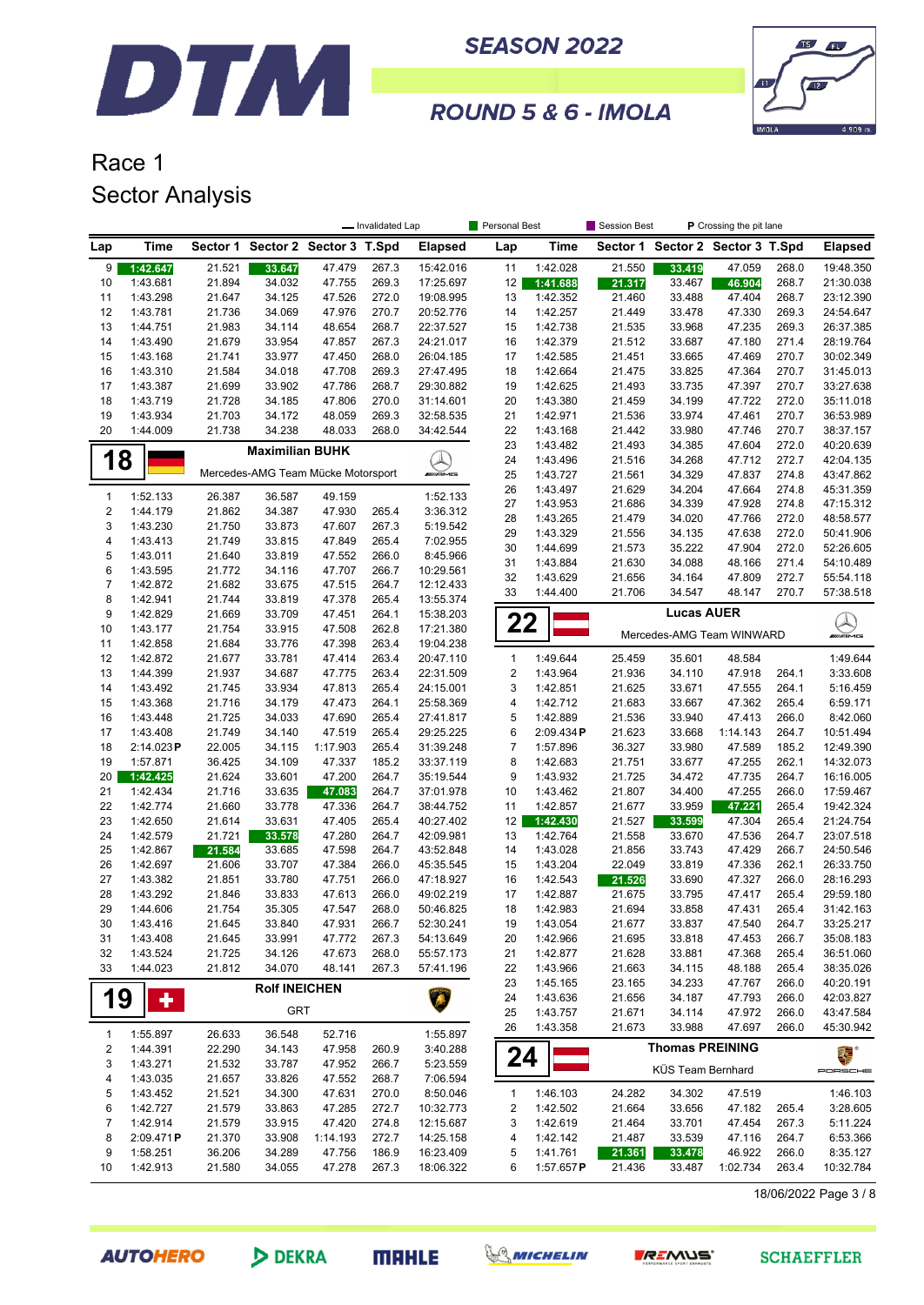# DTM

## SEASON 2022

## ROUND 5 & 6 - IMOLA

# Race 1
## Sector Analysis

— Invalidated Lap | Personal Best | Session Best | P Crossing the pit lane

| Lap | Time | Sector 1 | Sector 2 | Sector 3 | T.Spd | Elapsed |
|---|---|---|---|---|---|---|
| 9 | 1:42.647 | 21.521 | 33.647 | 47.479 | 267.3 | 15:42.016 |
| 10 | 1:43.681 | 21.894 | 34.032 | 47.755 | 269.3 | 17:25.697 |
| 11 | 1:43.298 | 21.647 | 34.125 | 47.526 | 272.0 | 19:08.995 |
| 12 | 1:43.781 | 21.736 | 34.069 | 47.976 | 270.7 | 20:52.776 |
| 13 | 1:44.751 | 21.983 | 34.114 | 48.654 | 268.7 | 22:37.527 |
| 14 | 1:43.490 | 21.679 | 33.954 | 47.857 | 267.3 | 24:21.017 |
| 15 | 1:43.168 | 21.741 | 33.977 | 47.450 | 268.0 | 26:04.185 |
| 16 | 1:43.310 | 21.584 | 34.018 | 47.708 | 269.3 | 27:47.495 |
| 17 | 1:43.387 | 21.699 | 33.902 | 47.786 | 268.7 | 29:30.882 |
| 18 | 1:43.719 | 21.728 | 34.185 | 47.806 | 270.0 | 31:14.601 |
| 19 | 1:43.934 | 21.703 | 34.172 | 48.059 | 269.3 | 32:58.535 |
| 20 | 1:44.009 | 21.738 | 34.238 | 48.033 | 268.0 | 34:42.544 |

### 18 Maximilian BUHK — Mercedes-AMG Team Mücke Motorsport

| Lap | Time | Sector 1 | Sector 2 | Sector 3 | T.Spd | Elapsed |
|---|---|---|---|---|---|---|
| 1 | 1:52.133 | 26.387 | 36.587 | 49.159 | | 1:52.133 |
| 2 | 1:44.179 | 21.862 | 34.387 | 47.930 | 265.4 | 3:36.312 |
| 3 | 1:43.230 | 21.750 | 33.873 | 47.607 | 267.3 | 5:19.542 |
| 4 | 1:43.413 | 21.749 | 33.815 | 47.849 | 265.4 | 7:02.955 |
| 5 | 1:43.011 | 21.640 | 33.819 | 47.552 | 266.0 | 8:45.966 |
| 6 | 1:43.595 | 21.772 | 34.116 | 47.707 | 266.7 | 10:29.561 |
| 7 | 1:42.872 | 21.682 | 33.675 | 47.515 | 264.7 | 12:12.433 |
| 8 | 1:42.941 | 21.744 | 33.819 | 47.378 | 265.4 | 13:55.374 |
| 9 | 1:42.829 | 21.669 | 33.709 | 47.451 | 264.1 | 15:38.203 |
| 10 | 1:43.177 | 21.754 | 33.915 | 47.508 | 262.8 | 17:21.380 |
| 11 | 1:42.858 | 21.684 | 33.776 | 47.398 | 263.4 | 19:04.238 |
| 12 | 1:42.872 | 21.677 | 33.781 | 47.414 | 263.4 | 20:47.110 |
| 13 | 1:44.399 | 21.937 | 34.687 | 47.775 | 263.4 | 22:31.509 |
| 14 | 1:43.492 | 21.745 | 33.934 | 47.813 | 265.4 | 24:15.001 |
| 15 | 1:43.368 | 21.716 | 34.179 | 47.473 | 264.1 | 25:58.369 |
| 16 | 1:43.448 | 21.725 | 34.033 | 47.690 | 265.4 | 27:41.817 |
| 17 | 1:43.408 | 21.749 | 34.140 | 47.519 | 265.4 | 29:25.225 |
| 18 | 2:14.023 P | 22.005 | 34.115 | 1:17.903 | 265.4 | 31:39.248 |
| 19 | 1:57.871 | 36.425 | 34.109 | 47.337 | 185.2 | 33:37.119 |
| 20 | 1:42.425 | 21.624 | 33.601 | 47.200 | 264.7 | 35:19.544 |
| 21 | 1:42.434 | 21.716 | 33.635 | 47.083 | 264.7 | 37:01.978 |
| 22 | 1:42.774 | 21.660 | 33.778 | 47.336 | 264.7 | 38:44.752 |
| 23 | 1:42.650 | 21.614 | 33.631 | 47.405 | 265.4 | 40:27.402 |
| 24 | 1:42.579 | 21.721 | 33.578 | 47.280 | 264.7 | 42:09.981 |
| 25 | 1:42.867 | 21.584 | 33.685 | 47.598 | 264.7 | 43:52.848 |
| 26 | 1:42.697 | 21.606 | 33.707 | 47.384 | 266.0 | 45:35.545 |
| 27 | 1:43.382 | 21.851 | 33.780 | 47.751 | 266.0 | 47:18.927 |
| 28 | 1:43.292 | 21.846 | 33.833 | 47.613 | 266.0 | 49:02.219 |
| 29 | 1:44.606 | 21.754 | 35.305 | 47.547 | 268.0 | 50:46.825 |
| 30 | 1:43.416 | 21.645 | 33.840 | 47.931 | 266.7 | 52:30.241 |
| 31 | 1:43.408 | 21.645 | 33.991 | 47.772 | 267.3 | 54:13.649 |
| 32 | 1:43.524 | 21.725 | 34.126 | 47.673 | 268.0 | 55:57.173 |
| 33 | 1:44.023 | 21.812 | 34.070 | 48.141 | 267.3 | 57:41.196 |

### 19 Rolf INEICHEN — GRT

| Lap | Time | Sector 1 | Sector 2 | Sector 3 | T.Spd | Elapsed |
|---|---|---|---|---|---|---|
| 1 | 1:55.897 | 26.633 | 36.548 | 52.716 | | 1:55.897 |
| 2 | 1:44.391 | 22.290 | 34.143 | 47.958 | 260.9 | 3:40.288 |
| 3 | 1:43.271 | 21.532 | 33.787 | 47.952 | 266.7 | 5:23.559 |
| 4 | 1:43.035 | 21.657 | 33.826 | 47.552 | 268.7 | 7:06.594 |
| 5 | 1:43.452 | 21.521 | 34.300 | 47.631 | 270.0 | 8:50.046 |
| 6 | 1:42.727 | 21.579 | 33.863 | 47.285 | 272.7 | 10:32.773 |
| 7 | 1:42.914 | 21.579 | 33.915 | 47.420 | 274.8 | 12:15.687 |
| 8 | 2:09.471 P | 21.370 | 33.908 | 1:14.193 | 272.7 | 14:25.158 |
| 9 | 1:58.251 | 36.206 | 34.289 | 47.756 | 186.9 | 16:23.409 |
| 10 | 1:42.913 | 21.580 | 34.055 | 47.278 | 267.3 | 18:06.322 |
| 11 | 1:42.028 | 21.550 | 33.419 | 47.059 | 268.0 | 19:48.350 |
| 12 | 1:41.688 | 21.317 | 33.467 | 46.904 | 268.7 | 21:30.038 |
| 13 | 1:42.352 | 21.460 | 33.488 | 47.404 | 268.7 | 23:12.390 |
| 14 | 1:42.257 | 21.449 | 33.478 | 47.330 | 269.3 | 24:54.647 |
| 15 | 1:42.738 | 21.535 | 33.968 | 47.235 | 269.3 | 26:37.385 |
| 16 | 1:42.379 | 21.512 | 33.687 | 47.180 | 271.4 | 28:19.764 |
| 17 | 1:42.585 | 21.451 | 33.665 | 47.469 | 270.7 | 30:02.349 |
| 18 | 1:42.664 | 21.475 | 33.825 | 47.364 | 270.7 | 31:45.013 |
| 19 | 1:42.625 | 21.493 | 33.735 | 47.397 | 270.7 | 33:27.638 |
| 20 | 1:43.380 | 21.459 | 34.199 | 47.722 | 272.0 | 35:11.018 |
| 21 | 1:42.971 | 21.536 | 33.974 | 47.461 | 270.7 | 36:53.989 |
| 22 | 1:43.168 | 21.442 | 33.980 | 47.746 | 270.7 | 38:37.157 |
| 23 | 1:43.482 | 21.493 | 34.385 | 47.604 | 272.0 | 40:20.639 |
| 24 | 1:43.496 | 21.516 | 34.268 | 47.712 | 272.7 | 42:04.135 |
| 25 | 1:43.727 | 21.561 | 34.329 | 47.837 | 274.8 | 43:47.862 |
| 26 | 1:43.497 | 21.629 | 34.204 | 47.664 | 274.8 | 45:31.359 |
| 27 | 1:43.953 | 21.686 | 34.339 | 47.928 | 274.8 | 47:15.312 |
| 28 | 1:43.265 | 21.479 | 34.020 | 47.766 | 272.0 | 48:58.577 |
| 29 | 1:43.329 | 21.556 | 34.135 | 47.638 | 272.0 | 50:41.906 |
| 30 | 1:44.699 | 21.573 | 35.222 | 47.904 | 272.0 | 52:26.605 |
| 31 | 1:43.884 | 21.630 | 34.088 | 48.166 | 271.4 | 54:10.489 |
| 32 | 1:43.629 | 21.656 | 34.164 | 47.809 | 272.7 | 55:54.118 |
| 33 | 1:44.400 | 21.706 | 34.547 | 48.147 | 270.7 | 57:38.518 |

### 22 Lucas AUER — Mercedes-AMG Team WINWARD

| Lap | Time | Sector 1 | Sector 2 | Sector 3 | T.Spd | Elapsed |
|---|---|---|---|---|---|---|
| 1 | 1:49.644 | 25.459 | 35.601 | 48.584 | | 1:49.644 |
| 2 | 1:43.964 | 21.936 | 34.110 | 47.918 | 264.1 | 3:33.608 |
| 3 | 1:42.851 | 21.625 | 33.671 | 47.555 | 264.1 | 5:16.459 |
| 4 | 1:42.712 | 21.683 | 33.667 | 47.362 | 265.4 | 6:59.171 |
| 5 | 1:42.889 | 21.536 | 33.940 | 47.413 | 266.0 | 8:42.060 |
| 6 | 2:09.434 P | 21.623 | 33.668 | 1:14.143 | 264.7 | 10:51.494 |
| 7 | 1:57.896 | 36.327 | 33.980 | 47.589 | 185.2 | 12:49.390 |
| 8 | 1:42.683 | 21.751 | 33.677 | 47.255 | 262.1 | 14:32.073 |
| 9 | 1:43.932 | 21.725 | 34.472 | 47.735 | 264.7 | 16:16.005 |
| 10 | 1:43.462 | 21.807 | 34.400 | 47.255 | 266.0 | 17:59.467 |
| 11 | 1:42.857 | 21.677 | 33.959 | 47.221 | 265.4 | 19:42.324 |
| 12 | 1:42.430 | 21.527 | 33.599 | 47.304 | 265.4 | 21:24.754 |
| 13 | 1:42.764 | 21.558 | 33.670 | 47.536 | 264.7 | 23:07.518 |
| 14 | 1:43.028 | 21.856 | 33.743 | 47.429 | 266.7 | 24:50.546 |
| 15 | 1:43.204 | 22.049 | 33.819 | 47.336 | 262.1 | 26:33.750 |
| 16 | 1:42.543 | 21.526 | 33.690 | 47.327 | 266.0 | 28:16.293 |
| 17 | 1:42.887 | 21.675 | 33.795 | 47.417 | 265.4 | 29:59.180 |
| 18 | 1:42.983 | 21.694 | 33.858 | 47.431 | 265.4 | 31:42.163 |
| 19 | 1:43.054 | 21.677 | 33.837 | 47.540 | 264.7 | 33:25.217 |
| 20 | 1:42.966 | 21.695 | 33.818 | 47.453 | 266.7 | 35:08.183 |
| 21 | 1:42.877 | 21.628 | 33.881 | 47.368 | 265.4 | 36:51.060 |
| 22 | 1:43.966 | 21.663 | 34.115 | 48.188 | 265.4 | 38:35.026 |
| 23 | 1:45.165 | 23.165 | 34.233 | 47.767 | 266.0 | 40:20.191 |
| 24 | 1:43.636 | 21.656 | 34.187 | 47.793 | 266.0 | 42:03.827 |
| 25 | 1:43.757 | 21.671 | 34.114 | 47.972 | 266.0 | 43:47.584 |
| 26 | 1:43.358 | 21.673 | 33.988 | 47.697 | 266.0 | 45:30.942 |

### 24 Thomas PREINING — KÜS Team Bernhard

| Lap | Time | Sector 1 | Sector 2 | Sector 3 | T.Spd | Elapsed |
|---|---|---|---|---|---|---|
| 1 | 1:46.103 | 24.282 | 34.302 | 47.519 | | 1:46.103 |
| 2 | 1:42.502 | 21.664 | 33.656 | 47.182 | 265.4 | 3:28.605 |
| 3 | 1:42.619 | 21.464 | 33.701 | 47.454 | 267.3 | 5:11.224 |
| 4 | 1:42.142 | 21.487 | 33.539 | 47.116 | 264.7 | 6:53.366 |
| 5 | 1:41.761 | 21.361 | 33.478 | 46.922 | 266.0 | 8:35.127 |
| 6 | 1:57.657 P | 21.436 | 33.487 | 1:02.734 | 263.4 | 10:32.784 |

18/06/2022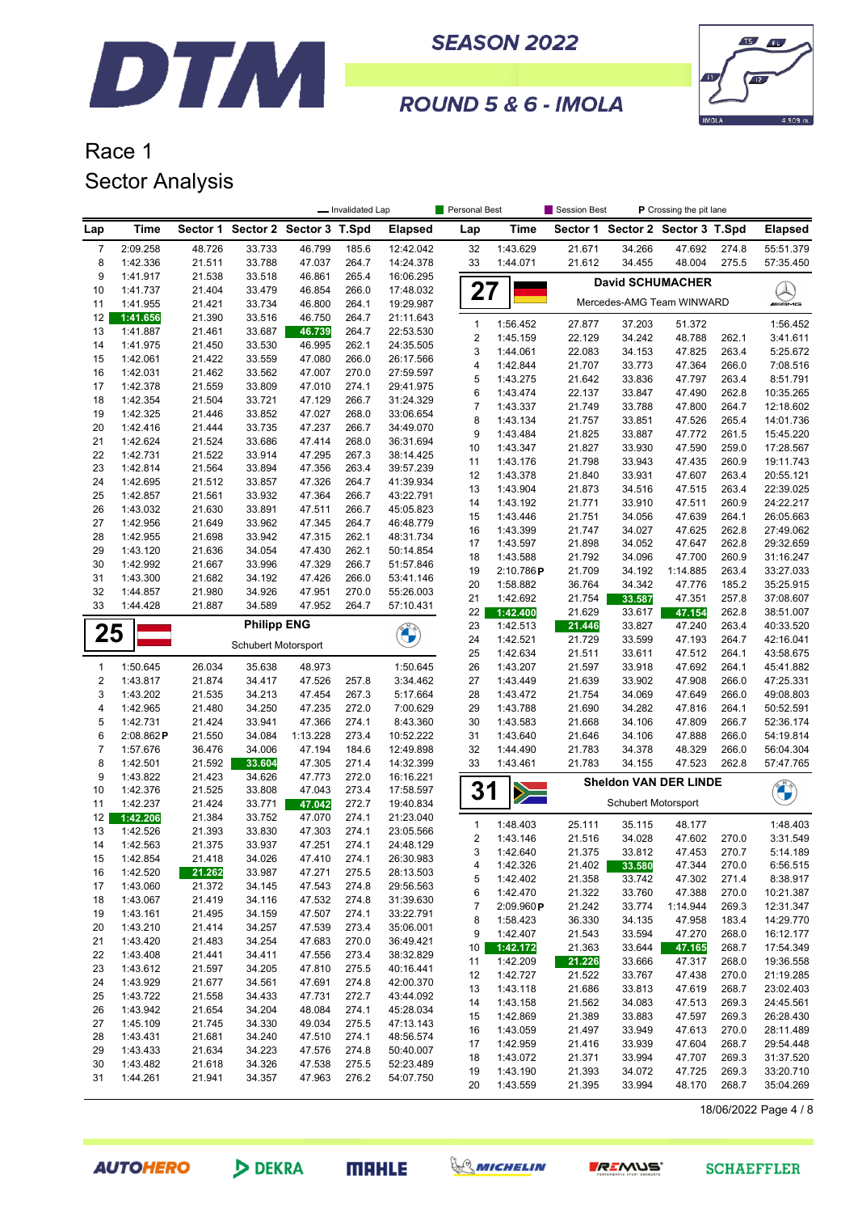# DTM SEASON 2022

## ROUND 5 & 6 - IMOLA

# Race 1

## Sector Analysis

— Invalidated Lap | Personal Best | Session Best | P Crossing the pit lane

| Lap | Time | Sector 1 | Sector 2 | Sector 3 | T.Spd | Elapsed |
|---|---|---|---|---|---|---|
| 7 | 2:09.258 | 48.726 | 33.733 | 46.799 | 185.6 | 12:42.042 |
| 8 | 1:42.336 | 21.511 | 33.788 | 47.037 | 264.7 | 14:24.378 |
| 9 | 1:41.917 | 21.538 | 33.518 | 46.861 | 265.4 | 16:06.295 |
| 10 | 1:41.737 | 21.404 | 33.479 | 46.854 | 266.0 | 17:48.032 |
| 11 | 1:41.955 | 21.421 | 33.734 | 46.800 | 264.1 | 19:29.987 |
| 12 | 1:41.656 | 21.390 | 33.516 | 46.750 | 264.7 | 21:11.643 |
| 13 | 1:41.887 | 21.461 | 33.687 | 46.739 | 264.7 | 22:53.530 |
| 14 | 1:41.975 | 21.450 | 33.530 | 46.995 | 262.1 | 24:35.505 |
| 15 | 1:42.061 | 21.422 | 33.559 | 47.080 | 266.0 | 26:17.566 |
| 16 | 1:42.031 | 21.462 | 33.562 | 47.007 | 270.0 | 27:59.597 |
| 17 | 1:42.378 | 21.559 | 33.809 | 47.010 | 274.1 | 29:41.975 |
| 18 | 1:42.354 | 21.504 | 33.721 | 47.129 | 266.7 | 31:24.329 |
| 19 | 1:42.325 | 21.446 | 33.852 | 47.027 | 268.0 | 33:06.654 |
| 20 | 1:42.416 | 21.444 | 33.735 | 47.237 | 266.7 | 34:49.070 |
| 21 | 1:42.624 | 21.524 | 33.686 | 47.414 | 268.0 | 36:31.694 |
| 22 | 1:42.731 | 21.522 | 33.914 | 47.295 | 267.3 | 38:14.425 |
| 23 | 1:42.814 | 21.564 | 33.894 | 47.356 | 263.4 | 39:57.239 |
| 24 | 1:42.695 | 21.512 | 33.857 | 47.326 | 264.7 | 41:39.934 |
| 25 | 1:42.857 | 21.561 | 33.932 | 47.364 | 266.7 | 43:22.791 |
| 26 | 1:43.032 | 21.630 | 33.891 | 47.511 | 266.7 | 45:05.823 |
| 27 | 1:42.956 | 21.649 | 33.962 | 47.345 | 264.7 | 46:48.779 |
| 28 | 1:42.955 | 21.698 | 33.942 | 47.315 | 262.1 | 48:31.734 |
| 29 | 1:43.120 | 21.636 | 34.054 | 47.430 | 262.1 | 50:14.854 |
| 30 | 1:42.992 | 21.667 | 33.996 | 47.329 | 266.7 | 51:57.846 |
| 31 | 1:43.300 | 21.682 | 34.192 | 47.426 | 266.0 | 53:41.146 |
| 32 | 1:44.857 | 21.980 | 34.926 | 47.951 | 270.0 | 55:26.003 |
| 33 | 1:44.428 | 21.887 | 34.589 | 47.952 | 264.7 | 57:10.431 |

### 25 Philipp ENG — Schubert Motorsport

| Lap | Time | Sector 1 | Sector 2 | Sector 3 | T.Spd | Elapsed |
|---|---|---|---|---|---|---|
| 1 | 1:50.645 | 26.034 | 35.638 | 48.973 | | 1:50.645 |
| 2 | 1:43.817 | 21.874 | 34.417 | 47.526 | 257.8 | 3:34.462 |
| 3 | 1:43.202 | 21.535 | 34.213 | 47.454 | 267.3 | 5:17.664 |
| 4 | 1:42.965 | 21.480 | 34.250 | 47.235 | 272.0 | 7:00.629 |
| 5 | 1:42.731 | 21.424 | 33.941 | 47.366 | 274.1 | 8:43.360 |
| 6 | 2:08.862 P | 21.550 | 34.084 | 1:13.228 | 273.4 | 10:52.222 |
| 7 | 1:57.676 | 36.476 | 34.006 | 47.194 | 184.6 | 12:49.898 |
| 8 | 1:42.501 | 21.592 | 33.604 | 47.305 | 271.4 | 14:32.399 |
| 9 | 1:43.822 | 21.423 | 34.626 | 47.773 | 272.0 | 16:16.221 |
| 10 | 1:42.376 | 21.525 | 33.808 | 47.043 | 273.4 | 17:58.597 |
| 11 | 1:42.237 | 21.424 | 33.771 | 47.042 | 272.7 | 19:40.834 |
| 12 | 1:42.206 | 21.384 | 33.752 | 47.070 | 274.1 | 21:23.040 |
| 13 | 1:42.526 | 21.393 | 33.830 | 47.303 | 274.1 | 23:05.566 |
| 14 | 1:42.563 | 21.375 | 33.937 | 47.251 | 274.1 | 24:48.129 |
| 15 | 1:42.854 | 21.418 | 34.026 | 47.410 | 274.1 | 26:30.983 |
| 16 | 1:42.520 | 21.262 | 33.987 | 47.271 | 275.5 | 28:13.503 |
| 17 | 1:43.060 | 21.372 | 34.145 | 47.543 | 274.8 | 29:56.563 |
| 18 | 1:43.067 | 21.419 | 34.116 | 47.532 | 274.8 | 31:39.630 |
| 19 | 1:43.161 | 21.495 | 34.159 | 47.507 | 274.1 | 33:22.791 |
| 20 | 1:43.210 | 21.414 | 34.257 | 47.539 | 273.4 | 35:06.001 |
| 21 | 1:43.420 | 21.483 | 34.254 | 47.683 | 270.0 | 36:49.421 |
| 22 | 1:43.408 | 21.441 | 34.411 | 47.556 | 273.4 | 38:32.829 |
| 23 | 1:43.612 | 21.597 | 34.205 | 47.810 | 275.5 | 40:16.441 |
| 24 | 1:43.929 | 21.677 | 34.561 | 47.691 | 274.8 | 42:00.370 |
| 25 | 1:43.722 | 21.558 | 34.433 | 47.731 | 272.7 | 43:44.092 |
| 26 | 1:43.942 | 21.654 | 34.204 | 48.084 | 274.1 | 45:28.034 |
| 27 | 1:45.109 | 21.745 | 34.330 | 49.034 | 275.5 | 47:13.143 |
| 28 | 1:43.431 | 21.681 | 34.240 | 47.510 | 274.1 | 48:56.574 |
| 29 | 1:43.433 | 21.634 | 34.223 | 47.576 | 274.8 | 50:40.007 |
| 30 | 1:43.482 | 21.618 | 34.326 | 47.538 | 275.5 | 52:23.489 |
| 31 | 1:44.261 | 21.941 | 34.357 | 47.963 | 276.2 | 54:07.750 |
| 32 | 1:43.629 | 21.671 | 34.266 | 47.692 | 274.8 | 55:51.379 |
| 33 | 1:44.071 | 21.612 | 34.455 | 48.004 | 275.5 | 57:35.450 |

### 27 David SCHUMACHER — Mercedes-AMG Team WINWARD

| Lap | Time | Sector 1 | Sector 2 | Sector 3 | T.Spd | Elapsed |
|---|---|---|---|---|---|---|
| 1 | 1:56.452 | 27.877 | 37.203 | 51.372 | | 1:56.452 |
| 2 | 1:45.159 | 22.129 | 34.242 | 48.788 | 262.1 | 3:41.611 |
| 3 | 1:44.061 | 22.083 | 34.153 | 47.825 | 263.4 | 5:25.672 |
| 4 | 1:42.844 | 21.707 | 33.773 | 47.364 | 266.0 | 7:08.516 |
| 5 | 1:43.275 | 21.642 | 33.836 | 47.797 | 263.4 | 8:51.791 |
| 6 | 1:43.474 | 22.137 | 33.847 | 47.490 | 262.8 | 10:35.265 |
| 7 | 1:43.337 | 21.749 | 33.788 | 47.800 | 264.7 | 12:18.602 |
| 8 | 1:43.134 | 21.757 | 33.851 | 47.526 | 265.4 | 14:01.736 |
| 9 | 1:43.484 | 21.825 | 33.887 | 47.772 | 261.5 | 15:45.220 |
| 10 | 1:43.347 | 21.827 | 33.930 | 47.590 | 259.0 | 17:28.567 |
| 11 | 1:43.176 | 21.798 | 33.943 | 47.435 | 260.9 | 19:11.743 |
| 12 | 1:43.378 | 21.840 | 33.931 | 47.607 | 263.4 | 20:55.121 |
| 13 | 1:43.904 | 21.873 | 34.516 | 47.515 | 263.4 | 22:39.025 |
| 14 | 1:43.192 | 21.771 | 33.910 | 47.511 | 260.9 | 24:22.217 |
| 15 | 1:43.446 | 21.751 | 34.056 | 47.639 | 264.1 | 26:05.663 |
| 16 | 1:43.399 | 21.747 | 34.027 | 47.625 | 262.8 | 27:49.062 |
| 17 | 1:43.597 | 21.898 | 34.052 | 47.647 | 262.8 | 29:32.659 |
| 18 | 1:43.588 | 21.792 | 34.096 | 47.700 | 260.9 | 31:16.247 |
| 19 | 2:10.786 P | 21.709 | 34.192 | 1:14.885 | 263.4 | 33:27.033 |
| 20 | 1:58.882 | 36.764 | 34.342 | 47.776 | 185.2 | 35:25.915 |
| 21 | 1:42.692 | 21.754 | 33.587 | 47.351 | 257.8 | 37:08.607 |
| 22 | 1:42.400 | 21.629 | 33.617 | 47.154 | 262.8 | 38:51.007 |
| 23 | 1:42.513 | 21.446 | 33.827 | 47.240 | 263.4 | 40:33.520 |
| 24 | 1:42.521 | 21.729 | 33.599 | 47.193 | 264.7 | 42:16.041 |
| 25 | 1:42.634 | 21.511 | 33.611 | 47.512 | 264.1 | 43:58.675 |
| 26 | 1:43.207 | 21.597 | 33.918 | 47.692 | 264.1 | 45:41.882 |
| 27 | 1:43.449 | 21.639 | 33.902 | 47.908 | 266.0 | 47:25.331 |
| 28 | 1:43.472 | 21.754 | 34.069 | 47.649 | 266.0 | 49:08.803 |
| 29 | 1:43.788 | 21.690 | 34.282 | 47.816 | 264.1 | 50:52.591 |
| 30 | 1:43.583 | 21.668 | 34.106 | 47.809 | 266.7 | 52:36.174 |
| 31 | 1:43.640 | 21.646 | 34.106 | 47.888 | 266.0 | 54:19.814 |
| 32 | 1:44.490 | 21.783 | 34.378 | 48.329 | 266.0 | 56:04.304 |
| 33 | 1:43.461 | 21.783 | 34.155 | 47.523 | 262.8 | 57:47.765 |

### 31 Sheldon VAN DER LINDE — Schubert Motorsport

| Lap | Time | Sector 1 | Sector 2 | Sector 3 | T.Spd | Elapsed |
|---|---|---|---|---|---|---|
| 1 | 1:48.403 | 25.111 | 35.115 | 48.177 | | 1:48.403 |
| 2 | 1:43.146 | 21.516 | 34.028 | 47.602 | 270.0 | 3:31.549 |
| 3 | 1:42.640 | 21.375 | 33.812 | 47.453 | 270.7 | 5:14.189 |
| 4 | 1:42.326 | 21.402 | 33.580 | 47.344 | 270.0 | 6:56.515 |
| 5 | 1:42.402 | 21.358 | 33.742 | 47.302 | 271.4 | 8:38.917 |
| 6 | 1:42.470 | 21.322 | 33.760 | 47.388 | 270.0 | 10:21.387 |
| 7 | 2:09.960 P | 21.242 | 33.774 | 1:14.944 | 269.3 | 12:31.347 |
| 8 | 1:58.423 | 36.330 | 34.135 | 47.958 | 183.4 | 14:29.770 |
| 9 | 1:42.407 | 21.543 | 33.594 | 47.270 | 268.0 | 16:12.177 |
| 10 | 1:42.172 | 21.363 | 33.644 | 47.165 | 268.7 | 17:54.349 |
| 11 | 1:42.209 | 21.226 | 33.666 | 47.317 | 268.0 | 19:36.558 |
| 12 | 1:42.727 | 21.522 | 33.767 | 47.438 | 270.0 | 21:19.285 |
| 13 | 1:43.118 | 21.686 | 33.813 | 47.619 | 268.7 | 23:02.403 |
| 14 | 1:43.158 | 21.562 | 34.083 | 47.513 | 269.3 | 24:45.561 |
| 15 | 1:42.869 | 21.389 | 33.883 | 47.597 | 269.3 | 26:28.430 |
| 16 | 1:43.059 | 21.497 | 33.949 | 47.613 | 270.0 | 28:11.489 |
| 17 | 1:42.959 | 21.416 | 33.939 | 47.604 | 268.7 | 29:54.448 |
| 18 | 1:43.072 | 21.371 | 33.994 | 47.707 | 269.3 | 31:37.520 |
| 19 | 1:43.190 | 21.393 | 34.072 | 47.725 | 269.3 | 33:20.710 |
| 20 | 1:43.559 | 21.395 | 33.994 | 48.170 | 268.7 | 35:04.269 |

18/06/2022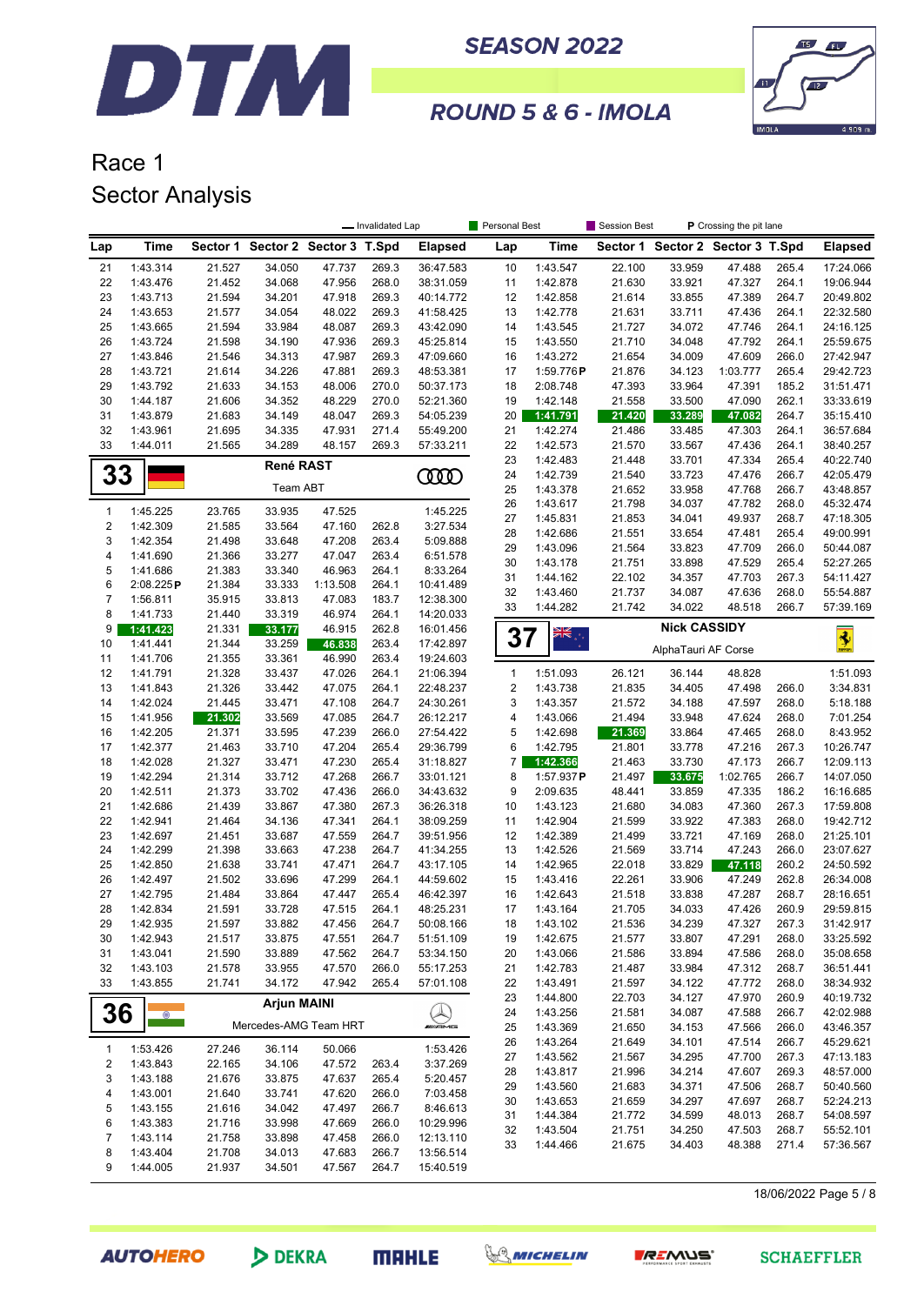# SEASON 2022

## ROUND 5 & 6 - IMOLA

# Race 1

## Sector Analysis

— Invalidated Lap | Personal Best | Session Best | P Crossing the pit lane

(continued from previous driver)

| Lap | Time | Sector 1 | Sector 2 | Sector 3 | T.Spd | Elapsed |
|---|---|---|---|---|---|---|
| 21 | 1:43.314 | 21.527 | 34.050 | 47.737 | 269.3 | 36:47.583 |
| 22 | 1:43.476 | 21.452 | 34.068 | 47.956 | 268.0 | 38:31.059 |
| 23 | 1:43.713 | 21.594 | 34.201 | 47.918 | 269.3 | 40:14.772 |
| 24 | 1:43.653 | 21.577 | 34.054 | 48.022 | 269.3 | 41:58.425 |
| 25 | 1:43.665 | 21.594 | 33.984 | 48.087 | 269.3 | 43:42.090 |
| 26 | 1:43.724 | 21.598 | 34.190 | 47.936 | 269.3 | 45:25.814 |
| 27 | 1:43.846 | 21.546 | 34.313 | 47.987 | 269.3 | 47:09.660 |
| 28 | 1:43.721 | 21.614 | 34.226 | 47.881 | 269.3 | 48:53.381 |
| 29 | 1:43.792 | 21.633 | 34.153 | 48.006 | 270.0 | 50:37.173 |
| 30 | 1:44.187 | 21.606 | 34.352 | 48.229 | 270.0 | 52:21.360 |
| 31 | 1:43.879 | 21.683 | 34.149 | 48.047 | 269.3 | 54:05.239 |
| 32 | 1:43.961 | 21.695 | 34.335 | 47.931 | 271.4 | 55:49.200 |
| 33 | 1:44.011 | 21.565 | 34.289 | 48.157 | 269.3 | 57:33.211 |

### 33 René RAST — Team ABT

| Lap | Time | Sector 1 | Sector 2 | Sector 3 | T.Spd | Elapsed |
|---|---|---|---|---|---|---|
| 1 | 1:45.225 | 23.765 | 33.935 | 47.525 | | 1:45.225 |
| 2 | 1:42.309 | 21.585 | 33.564 | 47.160 | 262.8 | 3:27.534 |
| 3 | 1:42.354 | 21.498 | 33.648 | 47.208 | 263.4 | 5:09.888 |
| 4 | 1:41.690 | 21.366 | 33.277 | 47.047 | 263.4 | 6:51.578 |
| 5 | 1:41.686 | 21.383 | 33.340 | 46.963 | 264.1 | 8:33.264 |
| 6 | 2:08.225 P | 21.384 | 33.333 | 1:13.508 | 264.1 | 10:41.489 |
| 7 | 1:56.811 | 35.915 | 33.813 | 47.083 | 183.7 | 12:38.300 |
| 8 | 1:41.733 | 21.440 | 33.319 | 46.974 | 264.1 | 14:20.033 |
| 9 | 1:41.423 | 21.331 | 33.177 | 46.915 | 262.8 | 16:01.456 |
| 10 | 1:41.441 | 21.344 | 33.259 | 46.838 | 263.4 | 17:42.897 |
| 11 | 1:41.706 | 21.355 | 33.361 | 46.990 | 263.4 | 19:24.603 |
| 12 | 1:41.791 | 21.328 | 33.437 | 47.026 | 264.1 | 21:06.394 |
| 13 | 1:41.843 | 21.326 | 33.442 | 47.075 | 264.1 | 22:48.237 |
| 14 | 1:42.024 | 21.445 | 33.471 | 47.108 | 264.7 | 24:30.261 |
| 15 | 1:41.956 | 21.302 | 33.569 | 47.085 | 264.7 | 26:12.217 |
| 16 | 1:42.205 | 21.371 | 33.595 | 47.239 | 266.0 | 27:54.422 |
| 17 | 1:42.377 | 21.463 | 33.710 | 47.204 | 265.4 | 29:36.799 |
| 18 | 1:42.028 | 21.327 | 33.471 | 47.230 | 265.4 | 31:18.827 |
| 19 | 1:42.294 | 21.314 | 33.712 | 47.268 | 266.7 | 33:01.121 |
| 20 | 1:42.511 | 21.373 | 33.702 | 47.436 | 266.0 | 34:43.632 |
| 21 | 1:42.686 | 21.439 | 33.867 | 47.380 | 267.3 | 36:26.318 |
| 22 | 1:42.941 | 21.464 | 34.136 | 47.341 | 264.1 | 38:09.259 |
| 23 | 1:42.697 | 21.451 | 33.687 | 47.559 | 264.7 | 39:51.956 |
| 24 | 1:42.299 | 21.398 | 33.663 | 47.238 | 264.7 | 41:34.255 |
| 25 | 1:42.850 | 21.638 | 33.741 | 47.471 | 264.7 | 43:17.105 |
| 26 | 1:42.497 | 21.502 | 33.696 | 47.299 | 264.1 | 44:59.602 |
| 27 | 1:42.795 | 21.484 | 33.864 | 47.447 | 265.4 | 46:42.397 |
| 28 | 1:42.834 | 21.591 | 33.728 | 47.515 | 264.1 | 48:25.231 |
| 29 | 1:42.935 | 21.597 | 33.882 | 47.456 | 264.7 | 50:08.166 |
| 30 | 1:42.943 | 21.517 | 33.875 | 47.551 | 264.7 | 51:51.109 |
| 31 | 1:43.041 | 21.590 | 33.889 | 47.562 | 264.7 | 53:34.150 |
| 32 | 1:43.103 | 21.578 | 33.955 | 47.570 | 266.0 | 55:17.253 |
| 33 | 1:43.855 | 21.741 | 34.172 | 47.942 | 265.4 | 57:01.108 |

### 36 Arjun MAINI — Mercedes-AMG Team HRT

| Lap | Time | Sector 1 | Sector 2 | Sector 3 | T.Spd | Elapsed |
|---|---|---|---|---|---|---|
| 1 | 1:53.426 | 27.246 | 36.114 | 50.066 | | 1:53.426 |
| 2 | 1:43.843 | 22.165 | 34.106 | 47.572 | 263.4 | 3:37.269 |
| 3 | 1:43.188 | 21.676 | 33.875 | 47.637 | 265.4 | 5:20.457 |
| 4 | 1:43.001 | 21.640 | 33.741 | 47.620 | 266.0 | 7:03.458 |
| 5 | 1:43.155 | 21.616 | 34.042 | 47.497 | 266.7 | 8:46.613 |
| 6 | 1:43.383 | 21.716 | 33.998 | 47.669 | 266.0 | 10:29.996 |
| 7 | 1:43.114 | 21.758 | 33.898 | 47.458 | 266.0 | 12:13.110 |
| 8 | 1:43.404 | 21.708 | 34.013 | 47.683 | 266.7 | 13:56.514 |
| 9 | 1:44.005 | 21.937 | 34.501 | 47.567 | 264.7 | 15:40.519 |
| 10 | 1:43.547 | 22.100 | 33.959 | 47.488 | 265.4 | 17:24.066 |
| 11 | 1:42.878 | 21.630 | 33.921 | 47.327 | 264.1 | 19:06.944 |
| 12 | 1:42.858 | 21.614 | 33.855 | 47.389 | 264.7 | 20:49.802 |
| 13 | 1:42.778 | 21.631 | 33.711 | 47.436 | 264.1 | 22:32.580 |
| 14 | 1:43.545 | 21.727 | 34.072 | 47.746 | 264.1 | 24:16.125 |
| 15 | 1:43.550 | 21.710 | 34.048 | 47.792 | 264.1 | 25:59.675 |
| 16 | 1:43.272 | 21.654 | 34.009 | 47.609 | 266.0 | 27:42.947 |
| 17 | 1:59.776 P | 21.876 | 34.123 | 1:03.777 | 265.4 | 29:42.723 |
| 18 | 2:08.748 | 47.393 | 33.964 | 47.391 | 185.2 | 31:51.471 |
| 19 | 1:42.148 | 21.558 | 33.500 | 47.090 | 262.1 | 33:33.619 |
| 20 | 1:41.791 | 21.420 | 33.289 | 47.082 | 264.7 | 35:15.410 |
| 21 | 1:42.274 | 21.486 | 33.485 | 47.303 | 264.1 | 36:57.684 |
| 22 | 1:42.573 | 21.570 | 33.567 | 47.436 | 264.1 | 38:40.257 |
| 23 | 1:42.483 | 21.448 | 33.701 | 47.334 | 265.4 | 40:22.740 |
| 24 | 1:42.739 | 21.540 | 33.723 | 47.476 | 266.7 | 42:05.479 |
| 25 | 1:43.378 | 21.652 | 33.958 | 47.768 | 266.7 | 43:48.857 |
| 26 | 1:43.617 | 21.798 | 34.037 | 47.782 | 268.0 | 45:32.474 |
| 27 | 1:45.831 | 21.853 | 34.041 | 49.937 | 268.7 | 47:18.305 |
| 28 | 1:42.686 | 21.551 | 33.654 | 47.481 | 265.4 | 49:00.991 |
| 29 | 1:43.096 | 21.564 | 33.823 | 47.709 | 266.0 | 50:44.087 |
| 30 | 1:43.178 | 21.751 | 33.898 | 47.529 | 265.4 | 52:27.265 |
| 31 | 1:44.162 | 22.102 | 34.357 | 47.703 | 267.3 | 54:11.427 |
| 32 | 1:43.460 | 21.737 | 34.087 | 47.636 | 268.0 | 55:54.887 |
| 33 | 1:44.282 | 21.742 | 34.022 | 48.518 | 266.7 | 57:39.169 |

### 37 Nick CASSIDY — AlphaTauri AF Corse

| Lap | Time | Sector 1 | Sector 2 | Sector 3 | T.Spd | Elapsed |
|---|---|---|---|---|---|---|
| 1 | 1:51.093 | 26.121 | 36.144 | 48.828 | | 1:51.093 |
| 2 | 1:43.738 | 21.835 | 34.405 | 47.498 | 266.0 | 3:34.831 |
| 3 | 1:43.357 | 21.572 | 34.188 | 47.597 | 268.0 | 5:18.188 |
| 4 | 1:43.066 | 21.494 | 33.948 | 47.624 | 268.0 | 7:01.254 |
| 5 | 1:42.698 | 21.369 | 33.864 | 47.465 | 268.0 | 8:43.952 |
| 6 | 1:42.795 | 21.801 | 33.778 | 47.216 | 267.3 | 10:26.747 |
| 7 | 1:42.366 | 21.463 | 33.730 | 47.173 | 266.7 | 12:09.113 |
| 8 | 1:57.937 P | 21.497 | 33.675 | 1:02.765 | 266.7 | 14:07.050 |
| 9 | 2:09.635 | 48.441 | 33.859 | 47.335 | 186.2 | 16:16.685 |
| 10 | 1:43.123 | 21.680 | 34.083 | 47.360 | 267.3 | 17:59.808 |
| 11 | 1:42.904 | 21.599 | 33.922 | 47.383 | 268.0 | 19:42.712 |
| 12 | 1:42.389 | 21.499 | 33.721 | 47.169 | 268.0 | 21:25.101 |
| 13 | 1:42.526 | 21.569 | 33.714 | 47.243 | 266.0 | 23:07.627 |
| 14 | 1:42.965 | 22.018 | 33.829 | 47.118 | 260.2 | 24:50.592 |
| 15 | 1:43.416 | 22.261 | 33.906 | 47.249 | 262.8 | 26:34.008 |
| 16 | 1:42.643 | 21.518 | 33.838 | 47.287 | 268.7 | 28:16.651 |
| 17 | 1:43.164 | 21.705 | 34.033 | 47.426 | 260.9 | 29:59.815 |
| 18 | 1:43.102 | 21.536 | 34.239 | 47.327 | 267.3 | 31:42.917 |
| 19 | 1:42.675 | 21.577 | 33.807 | 47.291 | 268.0 | 33:25.592 |
| 20 | 1:43.066 | 21.586 | 33.894 | 47.586 | 268.0 | 35:08.658 |
| 21 | 1:42.783 | 21.487 | 33.984 | 47.312 | 268.7 | 36:51.441 |
| 22 | 1:43.491 | 21.597 | 34.122 | 47.772 | 268.0 | 38:34.932 |
| 23 | 1:44.800 | 22.703 | 34.127 | 47.970 | 260.9 | 40:19.732 |
| 24 | 1:43.256 | 21.581 | 34.087 | 47.588 | 266.7 | 42:02.988 |
| 25 | 1:43.369 | 21.650 | 34.153 | 47.566 | 266.0 | 43:46.357 |
| 26 | 1:43.264 | 21.649 | 34.101 | 47.514 | 266.7 | 45:29.621 |
| 27 | 1:43.562 | 21.567 | 34.295 | 47.700 | 267.3 | 47:13.183 |
| 28 | 1:43.817 | 21.996 | 34.214 | 47.607 | 269.3 | 48:57.000 |
| 29 | 1:43.560 | 21.683 | 34.371 | 47.506 | 268.7 | 50:40.560 |
| 30 | 1:43.653 | 21.659 | 34.297 | 47.697 | 268.7 | 52:24.213 |
| 31 | 1:44.384 | 21.772 | 34.599 | 48.013 | 268.7 | 54:08.597 |
| 32 | 1:43.504 | 21.751 | 34.250 | 47.503 | 268.7 | 55:52.101 |
| 33 | 1:44.466 | 21.675 | 34.403 | 48.388 | 271.4 | 57:36.567 |

18/06/2022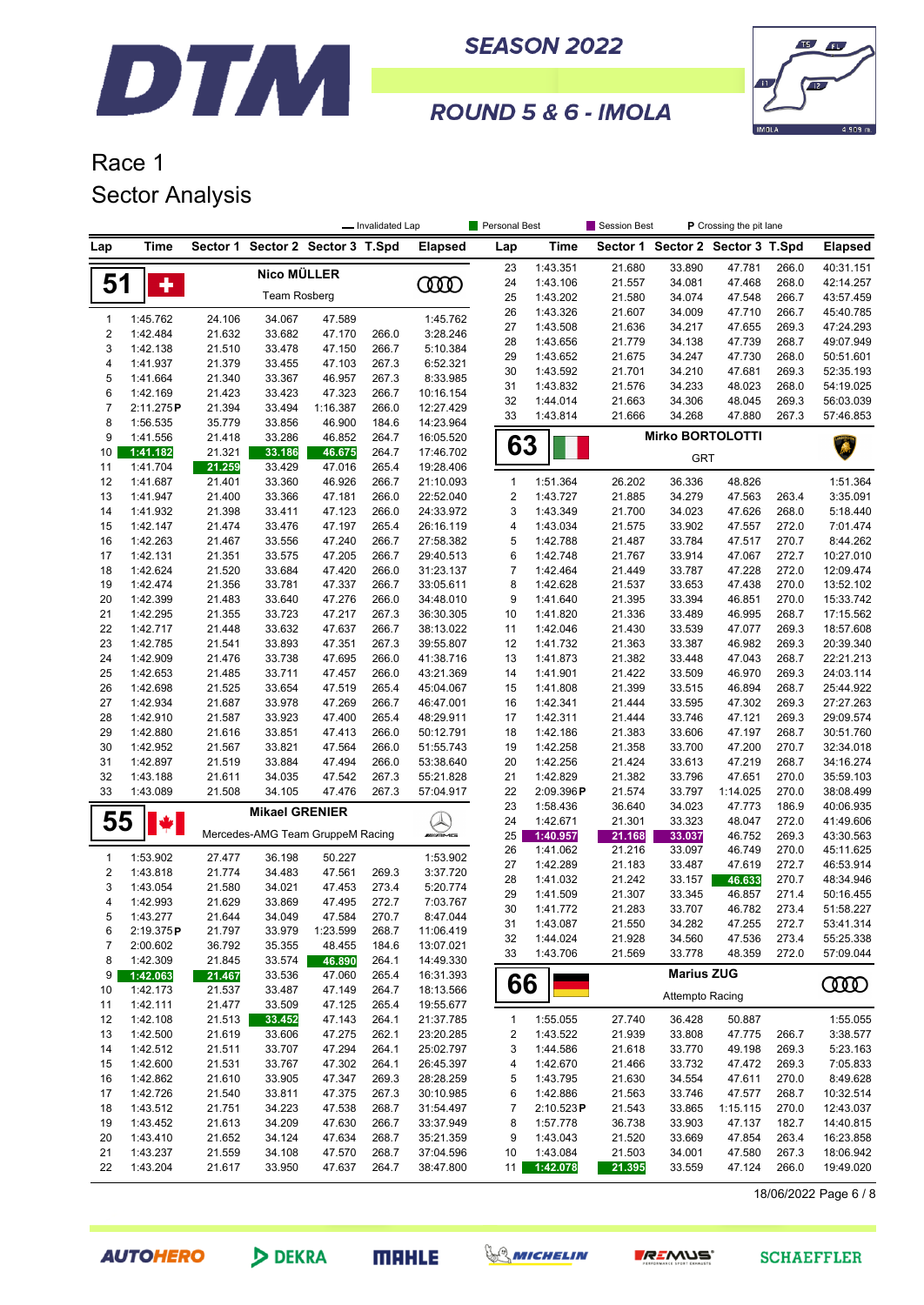# DTM SEASON 2022

## ROUND 5 & 6 - IMOLA

# Race 1

## Sector Analysis

— Invalidated Lap | Personal Best | Session Best | P Crossing the pit lane

### 51 Nico MÜLLER — Team Rosberg

| Lap | Time | Sector 1 | Sector 2 | Sector 3 | T.Spd | Elapsed |
|---|---|---|---|---|---|---|
| 1 | 1:45.762 | 24.106 | 34.067 | 47.589 | | 1:45.762 |
| 2 | 1:42.484 | 21.632 | 33.682 | 47.170 | 266.0 | 3:28.246 |
| 3 | 1:42.138 | 21.510 | 33.478 | 47.150 | 266.7 | 5:10.384 |
| 4 | 1:41.937 | 21.379 | 33.455 | 47.103 | 267.3 | 6:52.321 |
| 5 | 1:41.664 | 21.340 | 33.367 | 46.957 | 267.3 | 8:33.985 |
| 6 | 1:42.169 | 21.423 | 33.423 | 47.323 | 266.7 | 10:16.154 |
| 7 | 2:11.275 P | 21.394 | 33.494 | 1:16.387 | 266.0 | 12:27.429 |
| 8 | 1:56.535 | 35.779 | 33.856 | 46.900 | 184.6 | 14:23.964 |
| 9 | 1:41.556 | 21.418 | 33.286 | 46.852 | 264.7 | 16:05.520 |
| 10 | 1:41.182 | 21.321 | 33.186 | 46.675 | 264.7 | 17:46.702 |
| 11 | 1:41.704 | 21.259 | 33.429 | 47.016 | 265.4 | 19:28.406 |
| 12 | 1:41.687 | 21.401 | 33.360 | 46.926 | 266.7 | 21:10.093 |
| 13 | 1:41.947 | 21.400 | 33.366 | 47.181 | 266.0 | 22:52.040 |
| 14 | 1:41.932 | 21.398 | 33.411 | 47.123 | 266.0 | 24:33.972 |
| 15 | 1:42.147 | 21.474 | 33.476 | 47.197 | 265.4 | 26:16.119 |
| 16 | 1:42.263 | 21.467 | 33.556 | 47.240 | 266.7 | 27:58.382 |
| 17 | 1:42.131 | 21.351 | 33.575 | 47.205 | 266.7 | 29:40.513 |
| 18 | 1:42.624 | 21.520 | 33.684 | 47.420 | 266.0 | 31:23.137 |
| 19 | 1:42.474 | 21.356 | 33.781 | 47.337 | 266.7 | 33:05.611 |
| 20 | 1:42.399 | 21.483 | 33.640 | 47.276 | 266.0 | 34:48.010 |
| 21 | 1:42.295 | 21.355 | 33.723 | 47.217 | 267.3 | 36:30.305 |
| 22 | 1:42.717 | 21.448 | 33.632 | 47.637 | 266.7 | 38:13.022 |
| 23 | 1:42.785 | 21.541 | 33.893 | 47.351 | 267.3 | 39:55.807 |
| 24 | 1:42.909 | 21.476 | 33.738 | 47.695 | 266.0 | 41:38.716 |
| 25 | 1:42.653 | 21.485 | 33.711 | 47.457 | 266.0 | 43:21.369 |
| 26 | 1:42.698 | 21.525 | 33.654 | 47.519 | 265.4 | 45:04.067 |
| 27 | 1:42.934 | 21.687 | 33.978 | 47.269 | 266.7 | 46:47.001 |
| 28 | 1:42.910 | 21.587 | 33.923 | 47.400 | 265.4 | 48:29.911 |
| 29 | 1:42.880 | 21.616 | 33.851 | 47.413 | 266.0 | 50:12.791 |
| 30 | 1:42.952 | 21.567 | 33.821 | 47.564 | 266.0 | 51:55.743 |
| 31 | 1:42.897 | 21.519 | 33.884 | 47.494 | 266.0 | 53:38.640 |
| 32 | 1:43.188 | 21.611 | 34.035 | 47.542 | 267.3 | 55:21.828 |
| 33 | 1:43.089 | 21.508 | 34.105 | 47.476 | 267.3 | 57:04.917 |

### 55 Mikael GRENIER — Mercedes-AMG Team GruppeM Racing

| Lap | Time | Sector 1 | Sector 2 | Sector 3 | T.Spd | Elapsed |
|---|---|---|---|---|---|---|
| 1 | 1:53.902 | 27.477 | 36.198 | 50.227 | | 1:53.902 |
| 2 | 1:43.818 | 21.774 | 34.483 | 47.561 | 269.3 | 3:37.720 |
| 3 | 1:43.054 | 21.580 | 34.021 | 47.453 | 273.4 | 5:20.774 |
| 4 | 1:42.993 | 21.629 | 33.869 | 47.495 | 272.7 | 7:03.767 |
| 5 | 1:43.277 | 21.644 | 34.049 | 47.584 | 270.7 | 8:47.044 |
| 6 | 2:19.375 P | 21.797 | 33.979 | 1:23.599 | 268.7 | 11:06.419 |
| 7 | 2:00.602 | 36.792 | 35.355 | 48.455 | 184.6 | 13:07.021 |
| 8 | 1:42.309 | 21.845 | 33.574 | 46.890 | 264.1 | 14:49.330 |
| 9 | 1:42.063 | 21.467 | 33.536 | 47.060 | 265.4 | 16:31.393 |
| 10 | 1:42.173 | 21.537 | 33.487 | 47.149 | 264.7 | 18:13.566 |
| 11 | 1:42.111 | 21.477 | 33.509 | 47.125 | 265.4 | 19:55.677 |
| 12 | 1:42.108 | 21.513 | 33.452 | 47.143 | 264.1 | 21:37.785 |
| 13 | 1:42.500 | 21.619 | 33.606 | 47.275 | 262.1 | 23:20.285 |
| 14 | 1:42.512 | 21.511 | 33.707 | 47.294 | 264.1 | 25:02.797 |
| 15 | 1:42.600 | 21.531 | 33.767 | 47.302 | 264.1 | 26:45.397 |
| 16 | 1:42.862 | 21.610 | 33.905 | 47.347 | 269.3 | 28:28.259 |
| 17 | 1:42.726 | 21.540 | 33.811 | 47.375 | 267.3 | 30:10.985 |
| 18 | 1:43.512 | 21.751 | 34.223 | 47.538 | 268.7 | 31:54.497 |
| 19 | 1:43.452 | 21.613 | 34.209 | 47.630 | 266.7 | 33:37.949 |
| 20 | 1:43.410 | 21.652 | 34.124 | 47.634 | 268.7 | 35:21.359 |
| 21 | 1:43.237 | 21.559 | 34.108 | 47.570 | 268.7 | 37:04.596 |
| 22 | 1:43.204 | 21.617 | 33.950 | 47.637 | 264.7 | 38:47.800 |
| 23 | 1:43.351 | 21.680 | 33.890 | 47.781 | 266.0 | 40:31.151 |
| 24 | 1:43.106 | 21.557 | 34.081 | 47.468 | 268.0 | 42:14.257 |
| 25 | 1:43.202 | 21.580 | 34.074 | 47.548 | 266.7 | 43:57.459 |
| 26 | 1:43.326 | 21.607 | 34.009 | 47.710 | 266.7 | 45:40.785 |
| 27 | 1:43.508 | 21.636 | 34.217 | 47.655 | 269.3 | 47:24.293 |
| 28 | 1:43.656 | 21.779 | 34.138 | 47.739 | 268.7 | 49:07.949 |
| 29 | 1:43.652 | 21.675 | 34.247 | 47.730 | 268.0 | 50:51.601 |
| 30 | 1:43.592 | 21.701 | 34.210 | 47.681 | 269.3 | 52:35.193 |
| 31 | 1:43.832 | 21.576 | 34.233 | 48.023 | 268.0 | 54:19.025 |
| 32 | 1:44.014 | 21.663 | 34.306 | 48.045 | 269.3 | 56:03.039 |
| 33 | 1:43.814 | 21.666 | 34.268 | 47.880 | 267.3 | 57:46.853 |

### 63 Mirko BORTOLOTTI — GRT

| Lap | Time | Sector 1 | Sector 2 | Sector 3 | T.Spd | Elapsed |
|---|---|---|---|---|---|---|
| 1 | 1:51.364 | 26.202 | 36.336 | 48.826 | | 1:51.364 |
| 2 | 1:43.727 | 21.885 | 34.279 | 47.563 | 263.4 | 3:35.091 |
| 3 | 1:43.349 | 21.700 | 34.023 | 47.626 | 268.0 | 5:18.440 |
| 4 | 1:43.034 | 21.575 | 33.902 | 47.557 | 272.0 | 7:01.474 |
| 5 | 1:42.788 | 21.487 | 33.784 | 47.517 | 270.7 | 8:44.262 |
| 6 | 1:42.748 | 21.767 | 33.914 | 47.067 | 272.7 | 10:27.010 |
| 7 | 1:42.464 | 21.449 | 33.787 | 47.228 | 272.0 | 12:09.474 |
| 8 | 1:42.628 | 21.537 | 33.653 | 47.438 | 270.0 | 13:52.102 |
| 9 | 1:41.640 | 21.395 | 33.394 | 46.851 | 270.0 | 15:33.742 |
| 10 | 1:41.820 | 21.336 | 33.489 | 46.995 | 268.7 | 17:15.562 |
| 11 | 1:42.046 | 21.430 | 33.539 | 47.077 | 269.3 | 18:57.608 |
| 12 | 1:41.732 | 21.363 | 33.387 | 46.982 | 269.3 | 20:39.340 |
| 13 | 1:41.873 | 21.382 | 33.448 | 47.043 | 268.7 | 22:21.213 |
| 14 | 1:41.901 | 21.422 | 33.509 | 46.970 | 269.3 | 24:03.114 |
| 15 | 1:41.808 | 21.399 | 33.515 | 46.894 | 268.7 | 25:44.922 |
| 16 | 1:42.341 | 21.444 | 33.595 | 47.302 | 269.3 | 27:27.263 |
| 17 | 1:42.311 | 21.444 | 33.746 | 47.121 | 269.3 | 29:09.574 |
| 18 | 1:42.186 | 21.383 | 33.606 | 47.197 | 268.7 | 30:51.760 |
| 19 | 1:42.258 | 21.358 | 33.700 | 47.200 | 270.7 | 32:34.018 |
| 20 | 1:42.256 | 21.424 | 33.613 | 47.219 | 268.7 | 34:16.274 |
| 21 | 1:42.829 | 21.382 | 33.796 | 47.651 | 270.0 | 35:59.103 |
| 22 | 2:09.396 P | 21.574 | 33.797 | 1:14.025 | 270.0 | 38:08.499 |
| 23 | 1:58.436 | 36.640 | 34.023 | 47.773 | 186.9 | 40:06.935 |
| 24 | 1:42.671 | 21.301 | 33.323 | 48.047 | 272.0 | 41:49.606 |
| 25 | 1:40.957 | 21.168 | 33.037 | 46.752 | 269.3 | 43:30.563 |
| 26 | 1:41.062 | 21.216 | 33.097 | 46.749 | 270.0 | 45:11.625 |
| 27 | 1:42.289 | 21.183 | 33.487 | 47.619 | 272.7 | 46:53.914 |
| 28 | 1:41.032 | 21.242 | 33.157 | 46.633 | 270.7 | 48:34.946 |
| 29 | 1:41.509 | 21.307 | 33.345 | 46.857 | 271.4 | 50:16.455 |
| 30 | 1:41.772 | 21.283 | 33.707 | 46.782 | 273.4 | 51:58.227 |
| 31 | 1:43.087 | 21.550 | 34.282 | 47.255 | 272.7 | 53:41.314 |
| 32 | 1:44.024 | 21.928 | 34.560 | 47.536 | 273.4 | 55:25.338 |
| 33 | 1:43.706 | 21.569 | 33.778 | 48.359 | 272.0 | 57:09.044 |

### 66 Marius ZUG — Attempto Racing

| Lap | Time | Sector 1 | Sector 2 | Sector 3 | T.Spd | Elapsed |
|---|---|---|---|---|---|---|
| 1 | 1:55.055 | 27.740 | 36.428 | 50.887 | | 1:55.055 |
| 2 | 1:43.522 | 21.939 | 33.808 | 47.775 | 266.7 | 3:38.577 |
| 3 | 1:44.586 | 21.618 | 33.770 | 49.198 | 269.3 | 5:23.163 |
| 4 | 1:42.670 | 21.466 | 33.732 | 47.472 | 269.3 | 7:05.833 |
| 5 | 1:43.795 | 21.630 | 34.554 | 47.611 | 270.0 | 8:49.628 |
| 6 | 1:42.886 | 21.563 | 33.746 | 47.577 | 268.7 | 10:32.514 |
| 7 | 2:10.523 P | 21.543 | 33.865 | 1:15.115 | 270.0 | 12:43.037 |
| 8 | 1:57.778 | 36.738 | 33.903 | 47.137 | 182.7 | 14:40.815 |
| 9 | 1:43.043 | 21.520 | 33.669 | 47.854 | 263.4 | 16:23.858 |
| 10 | 1:43.084 | 21.503 | 34.001 | 47.580 | 267.3 | 18:06.942 |
| 11 | 1:42.078 | 21.395 | 33.559 | 47.124 | 266.0 | 19:49.020 |

18/06/2022 Page 6 / 8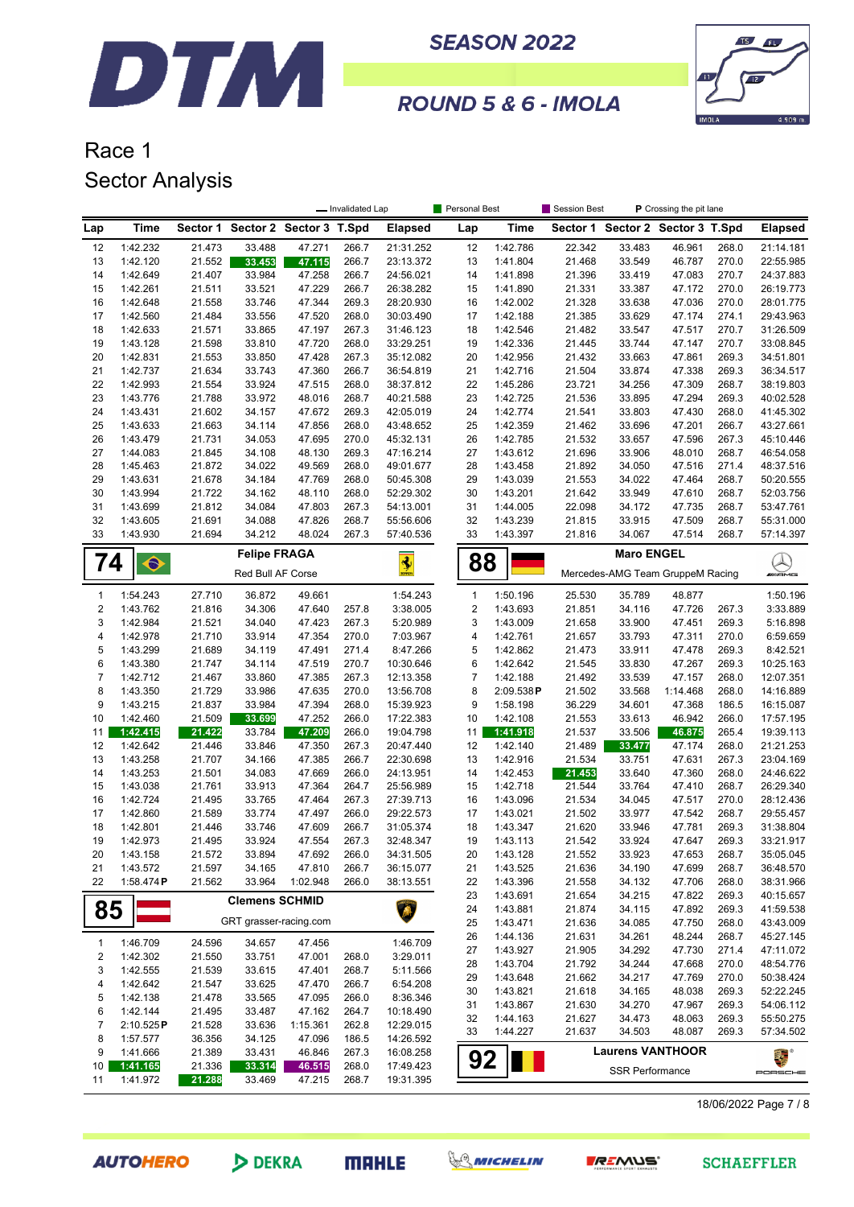# SEASON 2022

## ROUND 5 & 6 - IMOLA

# Race 1

## Sector Analysis

— Invalidated Lap | Personal Best | Session Best | P Crossing the pit lane

| Lap | Time | Sector 1 | Sector 2 | Sector 3 | T.Spd | Elapsed |
|---|---|---|---|---|---|---|
| 12 | 1:42.232 | 21.473 | 33.488 | 47.271 | 266.7 | 21:31.252 |
| 13 | 1:42.120 | 21.552 | 33.453 | 47.115 | 266.7 | 23:13.372 |
| 14 | 1:42.649 | 21.407 | 33.984 | 47.258 | 266.7 | 24:56.021 |
| 15 | 1:42.261 | 21.511 | 33.521 | 47.229 | 266.7 | 26:38.282 |
| 16 | 1:42.648 | 21.558 | 33.746 | 47.344 | 269.3 | 28:20.930 |
| 17 | 1:42.560 | 21.484 | 33.556 | 47.520 | 268.0 | 30:03.490 |
| 18 | 1:42.633 | 21.571 | 33.865 | 47.197 | 267.3 | 31:46.123 |
| 19 | 1:43.128 | 21.598 | 33.810 | 47.720 | 268.0 | 33:29.251 |
| 20 | 1:42.831 | 21.553 | 33.850 | 47.428 | 267.3 | 35:12.082 |
| 21 | 1:42.737 | 21.634 | 33.743 | 47.360 | 266.7 | 36:54.819 |
| 22 | 1:42.993 | 21.554 | 33.924 | 47.515 | 268.0 | 38:37.812 |
| 23 | 1:43.776 | 21.788 | 33.972 | 48.016 | 268.7 | 40:21.588 |
| 24 | 1:43.431 | 21.602 | 34.157 | 47.672 | 269.3 | 42:05.019 |
| 25 | 1:43.633 | 21.663 | 34.114 | 47.856 | 268.0 | 43:48.652 |
| 26 | 1:43.479 | 21.731 | 34.053 | 47.695 | 270.0 | 45:32.131 |
| 27 | 1:44.083 | 21.845 | 34.108 | 48.130 | 269.3 | 47:16.214 |
| 28 | 1:45.463 | 21.872 | 34.022 | 49.569 | 268.0 | 49:01.677 |
| 29 | 1:43.631 | 21.678 | 34.184 | 47.769 | 268.0 | 50:45.308 |
| 30 | 1:43.994 | 21.722 | 34.162 | 48.110 | 268.0 | 52:29.302 |
| 31 | 1:43.699 | 21.812 | 34.084 | 47.803 | 267.3 | 54:13.001 |
| 32 | 1:43.605 | 21.691 | 34.088 | 47.826 | 268.7 | 55:56.606 |
| 33 | 1:43.930 | 21.694 | 34.212 | 48.024 | 267.3 | 57:40.536 |

### 74 Felipe FRAGA — Red Bull AF Corse

| Lap | Time | Sector 1 | Sector 2 | Sector 3 | T.Spd | Elapsed |
|---|---|---|---|---|---|---|
| 1 | 1:54.243 | 27.710 | 36.872 | 49.661 | | 1:54.243 |
| 2 | 1:43.762 | 21.816 | 34.306 | 47.640 | 257.8 | 3:38.005 |
| 3 | 1:42.984 | 21.521 | 34.040 | 47.423 | 267.3 | 5:20.989 |
| 4 | 1:42.978 | 21.710 | 33.914 | 47.354 | 270.0 | 7:03.967 |
| 5 | 1:43.299 | 21.689 | 34.119 | 47.491 | 271.4 | 8:47.266 |
| 6 | 1:43.380 | 21.747 | 34.114 | 47.519 | 270.7 | 10:30.646 |
| 7 | 1:42.712 | 21.467 | 33.860 | 47.385 | 267.3 | 12:13.358 |
| 8 | 1:43.350 | 21.729 | 33.986 | 47.635 | 270.0 | 13:56.708 |
| 9 | 1:43.215 | 21.837 | 33.984 | 47.394 | 268.0 | 15:39.923 |
| 10 | 1:42.460 | 21.509 | 33.699 | 47.252 | 266.0 | 17:22.383 |
| 11 | 1:42.415 | 21.422 | 33.784 | 47.209 | 266.0 | 19:04.798 |
| 12 | 1:42.642 | 21.446 | 33.846 | 47.350 | 267.3 | 20:47.440 |
| 13 | 1:43.258 | 21.707 | 34.166 | 47.385 | 266.7 | 22:30.698 |
| 14 | 1:43.253 | 21.501 | 34.083 | 47.669 | 266.0 | 24:13.951 |
| 15 | 1:43.038 | 21.761 | 33.913 | 47.364 | 264.7 | 25:56.989 |
| 16 | 1:42.724 | 21.495 | 33.765 | 47.464 | 267.3 | 27:39.713 |
| 17 | 1:42.860 | 21.589 | 33.774 | 47.497 | 266.0 | 29:22.573 |
| 18 | 1:42.801 | 21.446 | 33.746 | 47.609 | 266.7 | 31:05.374 |
| 19 | 1:42.973 | 21.495 | 33.924 | 47.554 | 267.3 | 32:48.347 |
| 20 | 1:43.158 | 21.572 | 33.894 | 47.692 | 266.0 | 34:31.505 |
| 21 | 1:43.572 | 21.597 | 34.165 | 47.810 | 266.7 | 36:15.077 |
| 22 | 1:58.474 P | 21.562 | 33.964 | 1:02.948 | 266.0 | 38:13.551 |

### 85 Clemens SCHMID — GRT grasser-racing.com

| Lap | Time | Sector 1 | Sector 2 | Sector 3 | T.Spd | Elapsed |
|---|---|---|---|---|---|---|
| 1 | 1:46.709 | 24.596 | 34.657 | 47.456 | | 1:46.709 |
| 2 | 1:42.302 | 21.550 | 33.751 | 47.001 | 268.0 | 3:29.011 |
| 3 | 1:42.555 | 21.539 | 33.615 | 47.401 | 268.7 | 5:11.566 |
| 4 | 1:42.642 | 21.547 | 33.625 | 47.470 | 266.7 | 6:54.208 |
| 5 | 1:42.138 | 21.478 | 33.565 | 47.095 | 266.0 | 8:36.346 |
| 6 | 1:42.144 | 21.495 | 33.487 | 47.162 | 264.7 | 10:18.490 |
| 7 | 2:10.525 P | 21.528 | 33.636 | 1:15.361 | 262.8 | 12:29.015 |
| 8 | 1:57.577 | 36.356 | 34.125 | 47.096 | 186.5 | 14:26.592 |
| 9 | 1:41.666 | 21.389 | 33.431 | 46.846 | 267.3 | 16:08.258 |
| 10 | 1:41.165 | 21.336 | 33.314 | 46.515 | 268.0 | 17:49.423 |
| 11 | 1:41.972 | 21.288 | 33.469 | 47.215 | 268.7 | 19:31.395 |

| Lap | Time | Sector 1 | Sector 2 | Sector 3 | T.Spd | Elapsed |
|---|---|---|---|---|---|---|
| 12 | 1:42.786 | 22.342 | 33.483 | 46.961 | 268.0 | 21:14.181 |
| 13 | 1:41.804 | 21.468 | 33.549 | 46.787 | 270.0 | 22:55.985 |
| 14 | 1:41.898 | 21.396 | 33.419 | 47.083 | 270.7 | 24:37.883 |
| 15 | 1:41.890 | 21.331 | 33.387 | 47.172 | 270.0 | 26:19.773 |
| 16 | 1:42.002 | 21.328 | 33.638 | 47.036 | 270.0 | 28:01.775 |
| 17 | 1:42.188 | 21.385 | 33.629 | 47.174 | 274.1 | 29:43.963 |
| 18 | 1:42.546 | 21.482 | 33.547 | 47.517 | 270.7 | 31:26.509 |
| 19 | 1:42.336 | 21.445 | 33.744 | 47.147 | 270.7 | 33:08.845 |
| 20 | 1:42.956 | 21.432 | 33.663 | 47.861 | 269.3 | 34:51.801 |
| 21 | 1:42.716 | 21.504 | 33.874 | 47.338 | 269.3 | 36:34.517 |
| 22 | 1:45.286 | 23.721 | 34.256 | 47.309 | 268.7 | 38:19.803 |
| 23 | 1:42.725 | 21.536 | 33.895 | 47.294 | 269.3 | 40:02.528 |
| 24 | 1:42.774 | 21.541 | 33.803 | 47.430 | 268.0 | 41:45.302 |
| 25 | 1:42.359 | 21.462 | 33.696 | 47.201 | 266.7 | 43:27.661 |
| 26 | 1:42.785 | 21.532 | 33.657 | 47.596 | 267.3 | 45:10.446 |
| 27 | 1:43.612 | 21.696 | 33.906 | 48.010 | 268.7 | 46:54.058 |
| 28 | 1:43.458 | 21.892 | 34.050 | 47.516 | 271.4 | 48:37.516 |
| 29 | 1:43.039 | 21.553 | 34.022 | 47.464 | 268.0 | 50:20.555 |
| 30 | 1:43.201 | 21.642 | 33.949 | 47.610 | 268.7 | 52:03.756 |
| 31 | 1:44.005 | 22.098 | 34.172 | 47.735 | 268.7 | 53:47.761 |
| 32 | 1:43.239 | 21.815 | 33.915 | 47.509 | 268.7 | 55:31.000 |
| 33 | 1:43.397 | 21.816 | 34.067 | 47.514 | 268.7 | 57:14.397 |

### 88 Maro ENGEL — Mercedes-AMG Team GruppeM Racing

| Lap | Time | Sector 1 | Sector 2 | Sector 3 | T.Spd | Elapsed |
|---|---|---|---|---|---|---|
| 1 | 1:50.196 | 25.530 | 35.789 | 48.877 | | 1:50.196 |
| 2 | 1:43.693 | 21.851 | 34.116 | 47.726 | 267.3 | 3:33.889 |
| 3 | 1:43.009 | 21.658 | 33.900 | 47.451 | 269.3 | 5:16.898 |
| 4 | 1:42.761 | 21.657 | 33.793 | 47.311 | 270.0 | 6:59.659 |
| 5 | 1:42.862 | 21.473 | 33.911 | 47.478 | 269.3 | 8:42.521 |
| 6 | 1:42.642 | 21.545 | 33.830 | 47.267 | 269.3 | 10:25.163 |
| 7 | 1:42.188 | 21.492 | 33.539 | 47.157 | 268.0 | 12:07.351 |
| 8 | 2:09.538 P | 21.502 | 33.568 | 1:14.468 | 268.0 | 14:16.889 |
| 9 | 1:58.198 | 36.229 | 34.601 | 47.368 | 186.5 | 16:15.087 |
| 10 | 1:42.108 | 21.553 | 33.613 | 46.942 | 266.0 | 17:57.195 |
| 11 | 1:41.918 | 21.537 | 33.506 | 46.875 | 265.4 | 19:39.113 |
| 12 | 1:42.140 | 21.489 | 33.477 | 47.174 | 268.0 | 21:21.253 |
| 13 | 1:42.916 | 21.534 | 33.751 | 47.631 | 267.3 | 23:04.169 |
| 14 | 1:42.453 | 21.453 | 33.640 | 47.360 | 268.0 | 24:46.622 |
| 15 | 1:42.718 | 21.544 | 33.764 | 47.410 | 268.7 | 26:29.340 |
| 16 | 1:43.096 | 21.534 | 34.045 | 47.517 | 270.0 | 28:12.436 |
| 17 | 1:43.021 | 21.502 | 33.977 | 47.542 | 268.7 | 29:55.457 |
| 18 | 1:43.347 | 21.620 | 33.946 | 47.781 | 269.3 | 31:38.804 |
| 19 | 1:43.113 | 21.542 | 33.924 | 47.647 | 269.3 | 33:21.917 |
| 20 | 1:43.128 | 21.552 | 33.923 | 47.653 | 268.7 | 35:05.045 |
| 21 | 1:43.525 | 21.636 | 34.190 | 47.699 | 268.7 | 36:48.570 |
| 22 | 1:43.396 | 21.558 | 34.132 | 47.706 | 268.0 | 38:31.966 |
| 23 | 1:43.691 | 21.654 | 34.215 | 47.822 | 269.3 | 40:15.657 |
| 24 | 1:43.881 | 21.874 | 34.115 | 47.892 | 269.3 | 41:59.538 |
| 25 | 1:43.471 | 21.636 | 34.085 | 47.750 | 268.0 | 43:43.009 |
| 26 | 1:44.136 | 21.631 | 34.261 | 48.244 | 268.7 | 45:27.145 |
| 27 | 1:43.927 | 21.905 | 34.292 | 47.730 | 271.4 | 47:11.072 |
| 28 | 1:43.704 | 21.792 | 34.244 | 47.668 | 270.0 | 48:54.776 |
| 29 | 1:43.648 | 21.662 | 34.217 | 47.769 | 270.0 | 50:38.424 |
| 30 | 1:43.821 | 21.618 | 34.165 | 48.038 | 269.3 | 52:22.245 |
| 31 | 1:43.867 | 21.630 | 34.270 | 47.967 | 269.3 | 54:06.112 |
| 32 | 1:44.163 | 21.627 | 34.473 | 48.063 | 269.3 | 55:50.275 |
| 33 | 1:44.227 | 21.637 | 34.503 | 48.087 | 269.3 | 57:34.502 |

### 92 Laurens VANTHOOR — SSR Performance

18/06/2022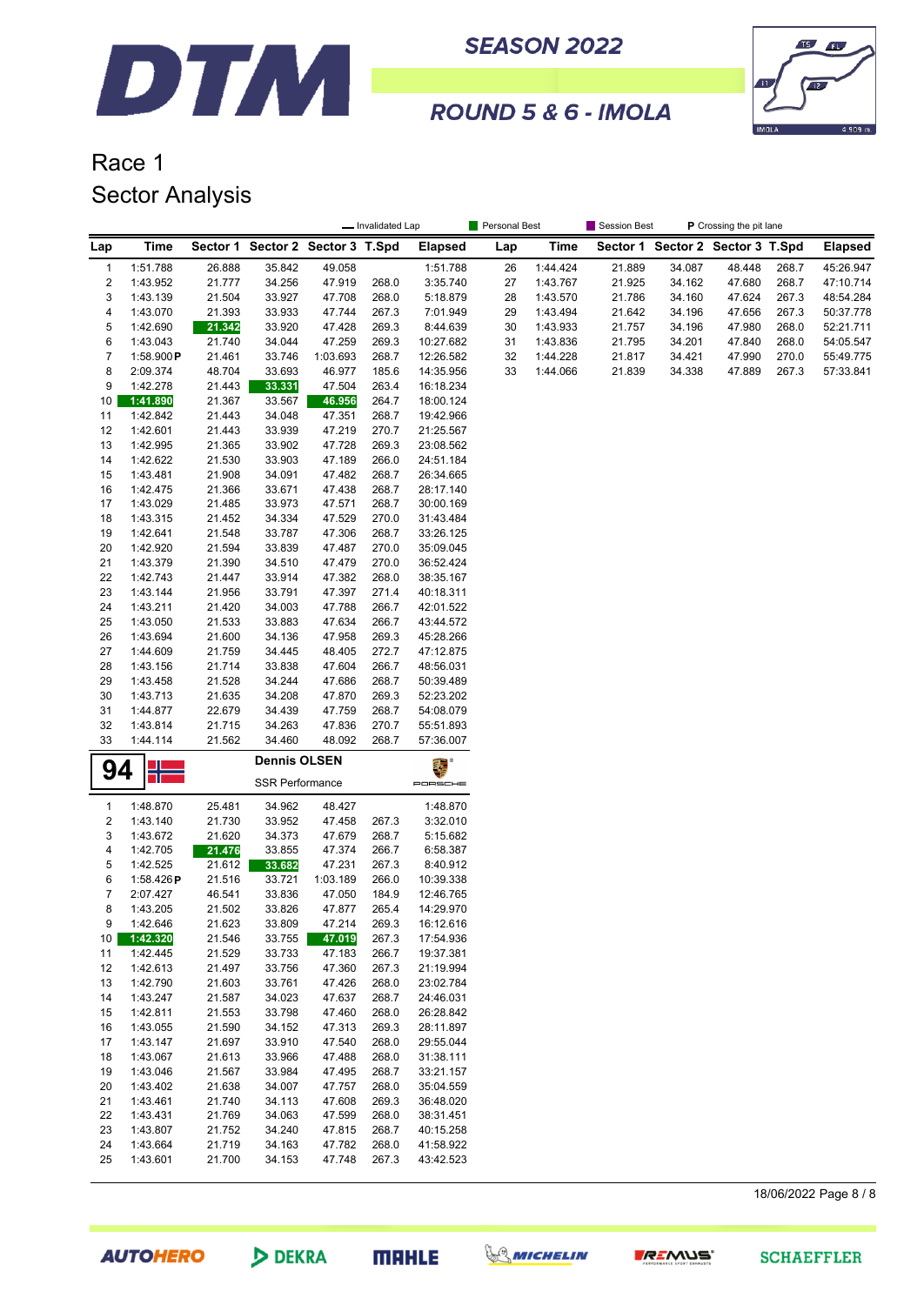# Race 1

## Sector Analysis

— Invalidated Lap | Personal Best | Session Best | **P** Crossing the pit lane

| Lap | Time | Sector 1 | Sector 2 | Sector 3 | T.Spd | Elapsed |
|---|---|---|---|---|---|---|
| 1 | 1:51.788 | 26.888 | 35.842 | 49.058 | | 1:51.788 |
| 2 | 1:43.952 | 21.777 | 34.256 | 47.919 | 268.0 | 3:35.740 |
| 3 | 1:43.139 | 21.504 | 33.927 | 47.708 | 268.0 | 5:18.879 |
| 4 | 1:43.070 | 21.393 | 33.933 | 47.744 | 267.3 | 7:01.949 |
| 5 | 1:42.690 | 21.342 | 33.920 | 47.428 | 269.3 | 8:44.639 |
| 6 | 1:43.043 | 21.740 | 34.044 | 47.259 | 269.3 | 10:27.682 |
| 7 | 1:58.900 **P** | 21.461 | 33.746 | 1:03.693 | 268.7 | 12:26.582 |
| 8 | 2:09.374 | 48.704 | 33.693 | 46.977 | 185.6 | 14:35.956 |
| 9 | 1:42.278 | 21.443 | 33.331 | 47.504 | 263.4 | 16:18.234 |
| 10 | 1:41.890 | 21.367 | 33.567 | 46.956 | 264.7 | 18:00.124 |
| 11 | 1:42.842 | 21.443 | 34.048 | 47.351 | 268.7 | 19:42.966 |
| 12 | 1:42.601 | 21.443 | 33.939 | 47.219 | 270.7 | 21:25.567 |
| 13 | 1:42.995 | 21.365 | 33.902 | 47.728 | 269.3 | 23:08.562 |
| 14 | 1:42.622 | 21.530 | 33.903 | 47.189 | 266.0 | 24:51.184 |
| 15 | 1:43.481 | 21.908 | 34.091 | 47.482 | 268.7 | 26:34.665 |
| 16 | 1:42.475 | 21.366 | 33.671 | 47.438 | 268.7 | 28:17.140 |
| 17 | 1:43.029 | 21.485 | 33.973 | 47.571 | 268.7 | 30:00.169 |
| 18 | 1:43.315 | 21.452 | 34.334 | 47.529 | 270.0 | 31:43.484 |
| 19 | 1:42.641 | 21.548 | 33.787 | 47.306 | 268.7 | 33:26.125 |
| 20 | 1:42.920 | 21.594 | 33.839 | 47.487 | 270.0 | 35:09.045 |
| 21 | 1:43.379 | 21.390 | 34.510 | 47.479 | 270.0 | 36:52.424 |
| 22 | 1:42.743 | 21.447 | 33.914 | 47.382 | 268.0 | 38:35.167 |
| 23 | 1:43.144 | 21.956 | 33.791 | 47.397 | 271.4 | 40:18.311 |
| 24 | 1:43.211 | 21.420 | 34.003 | 47.788 | 266.7 | 42:01.522 |
| 25 | 1:43.050 | 21.533 | 33.883 | 47.634 | 266.7 | 43:44.572 |
| 26 | 1:43.694 | 21.600 | 34.136 | 47.958 | 269.3 | 45:28.266 |
| 27 | 1:44.609 | 21.759 | 34.445 | 48.405 | 272.7 | 47:12.875 |
| 28 | 1:43.156 | 21.714 | 33.838 | 47.604 | 266.7 | 48:56.031 |
| 29 | 1:43.458 | 21.528 | 34.244 | 47.686 | 268.7 | 50:39.489 |
| 30 | 1:43.713 | 21.635 | 34.208 | 47.870 | 269.3 | 52:23.202 |
| 31 | 1:44.877 | 22.679 | 34.439 | 47.759 | 268.7 | 54:08.079 |
| 32 | 1:43.814 | 21.715 | 34.263 | 47.836 | 270.7 | 55:51.893 |
| 33 | 1:44.114 | 21.562 | 34.460 | 48.092 | 268.7 | 57:36.007 |

### 94 Dennis OLSEN — SSR Performance — PORSCHE

| Lap | Time | Sector 1 | Sector 2 | Sector 3 | T.Spd | Elapsed |
|---|---|---|---|---|---|---|
| 1 | 1:48.870 | 25.481 | 34.962 | 48.427 | | 1:48.870 |
| 2 | 1:43.140 | 21.730 | 33.952 | 47.458 | 267.3 | 3:32.010 |
| 3 | 1:43.672 | 21.620 | 34.373 | 47.679 | 268.7 | 5:15.682 |
| 4 | 1:42.705 | 21.476 | 33.855 | 47.374 | 266.7 | 6:58.387 |
| 5 | 1:42.525 | 21.612 | 33.682 | 47.231 | 267.3 | 8:40.912 |
| 6 | 1:58.426 **P** | 21.516 | 33.721 | 1:03.189 | 266.0 | 10:39.338 |
| 7 | 2:07.427 | 46.541 | 33.836 | 47.050 | 184.9 | 12:46.765 |
| 8 | 1:43.205 | 21.502 | 33.826 | 47.877 | 265.4 | 14:29.970 |
| 9 | 1:42.646 | 21.623 | 33.809 | 47.214 | 269.3 | 16:12.616 |
| 10 | 1:42.320 | 21.546 | 33.755 | 47.019 | 267.3 | 17:54.936 |
| 11 | 1:42.445 | 21.529 | 33.733 | 47.183 | 266.7 | 19:37.381 |
| 12 | 1:42.613 | 21.497 | 33.756 | 47.360 | 267.3 | 21:19.994 |
| 13 | 1:42.790 | 21.603 | 33.761 | 47.426 | 268.0 | 23:02.784 |
| 14 | 1:43.247 | 21.587 | 34.023 | 47.637 | 268.7 | 24:46.031 |
| 15 | 1:42.811 | 21.553 | 33.798 | 47.460 | 268.0 | 26:28.842 |
| 16 | 1:43.055 | 21.590 | 34.152 | 47.313 | 269.3 | 28:11.897 |
| 17 | 1:43.147 | 21.697 | 33.910 | 47.540 | 268.0 | 29:55.044 |
| 18 | 1:43.067 | 21.613 | 33.966 | 47.488 | 268.0 | 31:38.111 |
| 19 | 1:43.046 | 21.567 | 33.984 | 47.495 | 268.7 | 33:21.157 |
| 20 | 1:43.402 | 21.638 | 34.007 | 47.757 | 268.0 | 35:04.559 |
| 21 | 1:43.461 | 21.740 | 34.113 | 47.608 | 269.3 | 36:48.020 |
| 22 | 1:43.431 | 21.769 | 34.063 | 47.599 | 268.0 | 38:31.451 |
| 23 | 1:43.807 | 21.752 | 34.240 | 47.815 | 268.7 | 40:15.258 |
| 24 | 1:43.664 | 21.719 | 34.163 | 47.782 | 268.0 | 41:58.922 |
| 25 | 1:43.601 | 21.700 | 34.153 | 47.748 | 267.3 | 43:42.523 |
| 26 | 1:44.424 | 21.889 | 34.087 | 48.448 | 268.7 | 45:26.947 |
| 27 | 1:43.767 | 21.925 | 34.162 | 47.680 | 268.7 | 47:10.714 |
| 28 | 1:43.570 | 21.786 | 34.160 | 47.624 | 267.3 | 48:54.284 |
| 29 | 1:43.494 | 21.642 | 34.196 | 47.656 | 267.3 | 50:37.778 |
| 30 | 1:43.933 | 21.757 | 34.196 | 47.980 | 268.0 | 52:21.711 |
| 31 | 1:43.836 | 21.795 | 34.201 | 47.840 | 268.0 | 54:05.547 |
| 32 | 1:44.228 | 21.817 | 34.421 | 47.990 | 270.0 | 55:49.775 |
| 33 | 1:44.066 | 21.839 | 34.338 | 47.889 | 267.3 | 57:33.841 |

18/06/2022